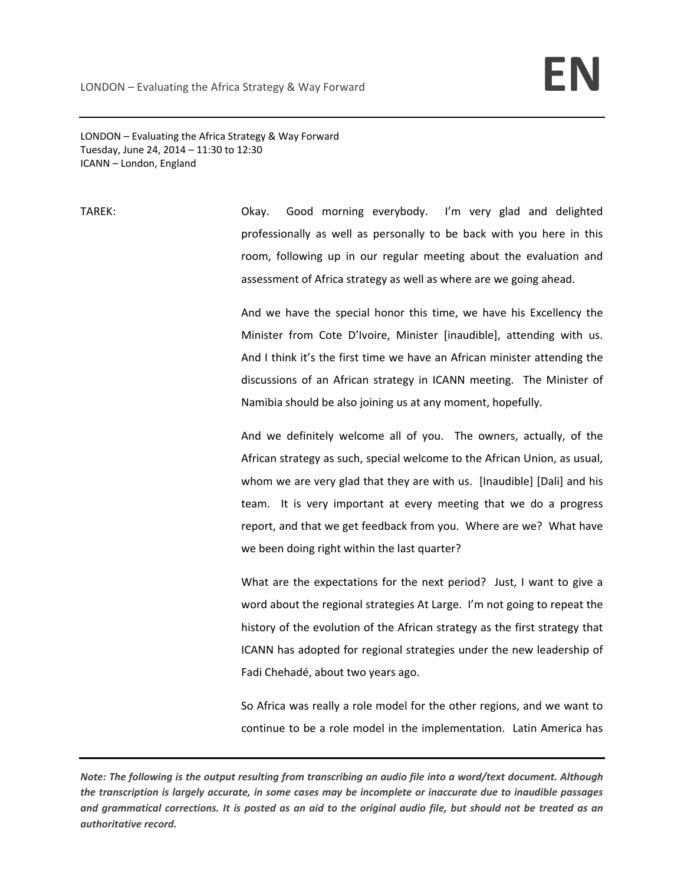LONDON – Evaluating the Africa Strategy & Way Forward
Tuesday, June 24, 2014 – 11:30 to 12:30
ICANN – London, England

TAREK: Okay. Good morning everybody. I'm very glad and delighted professionally as well as personally to be back with you here in this room, following up in our regular meeting about the evaluation and assessment of Africa strategy as well as where are we going ahead.

And we have the special honor this time, we have his Excellency the Minister from Cote D'Ivoire, Minister [inaudible], attending with us. And I think it's the first time we have an African minister attending the discussions of an African strategy in ICANN meeting. The Minister of Namibia should be also joining us at any moment, hopefully.

And we definitely welcome all of you. The owners, actually, of the African strategy as such, special welcome to the African Union, as usual, whom we are very glad that they are with us. [Inaudible] [Dali] and his team. It is very important at every meeting that we do a progress report, and that we get feedback from you. Where are we? What have we been doing right within the last quarter?

What are the expectations for the next period? Just, I want to give a word about the regional strategies At Large. I'm not going to repeat the history of the evolution of the African strategy as the first strategy that ICANN has adopted for regional strategies under the new leadership of Fadi Chehadé, about two years ago.

So Africa was really a role model for the other regions, and we want to continue to be a role model in the implementation. Latin America has

***Note: The following is the output resulting from transcribing an audio file into a word/text document. Although the transcription is largely accurate, in some cases may be incomplete or inaccurate due to inaudible passages and grammatical corrections. It is posted as an aid to the original audio file, but should not be treated as an authoritative record.***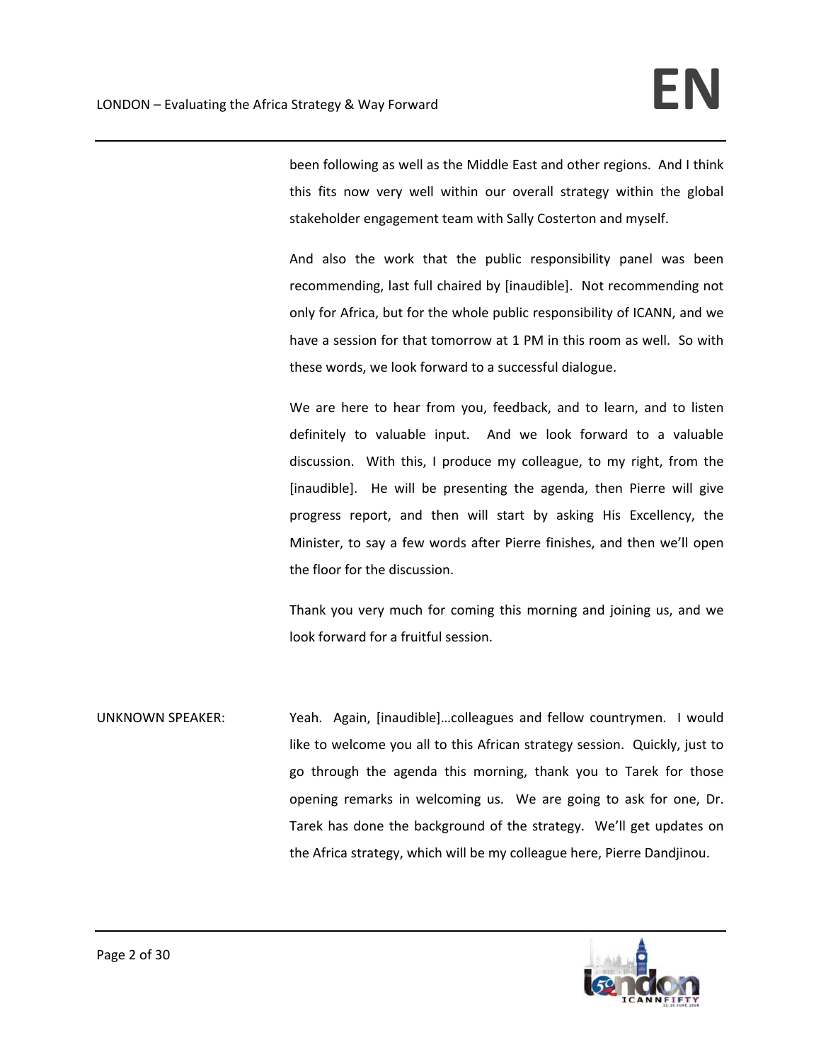been following as well as the Middle East and other regions. And I think this fits now very well within our overall strategy within the global stakeholder engagement team with Sally Costerton and myself.

And also the work that the public responsibility panel was been recommending, last full chaired by [inaudible]. Not recommending not only for Africa, but for the whole public responsibility of ICANN, and we have a session for that tomorrow at 1 PM in this room as well. So with these words, we look forward to a successful dialogue.

We are here to hear from you, feedback, and to learn, and to listen definitely to valuable input. And we look forward to a valuable discussion. With this, I produce my colleague, to my right, from the [inaudible]. He will be presenting the agenda, then Pierre will give progress report, and then will start by asking His Excellency, the Minister, to say a few words after Pierre finishes, and then we'll open the floor for the discussion.

Thank you very much for coming this morning and joining us, and we look forward for a fruitful session.

UNKNOWN SPEAKER: Yeah. Again, [inaudible]…colleagues and fellow countrymen. I would like to welcome you all to this African strategy session. Quickly, just to go through the agenda this morning, thank you to Tarek for those opening remarks in welcoming us. We are going to ask for one, Dr. Tarek has done the background of the strategy. We'll get updates on the Africa strategy, which will be my colleague here, Pierre Dandjinou.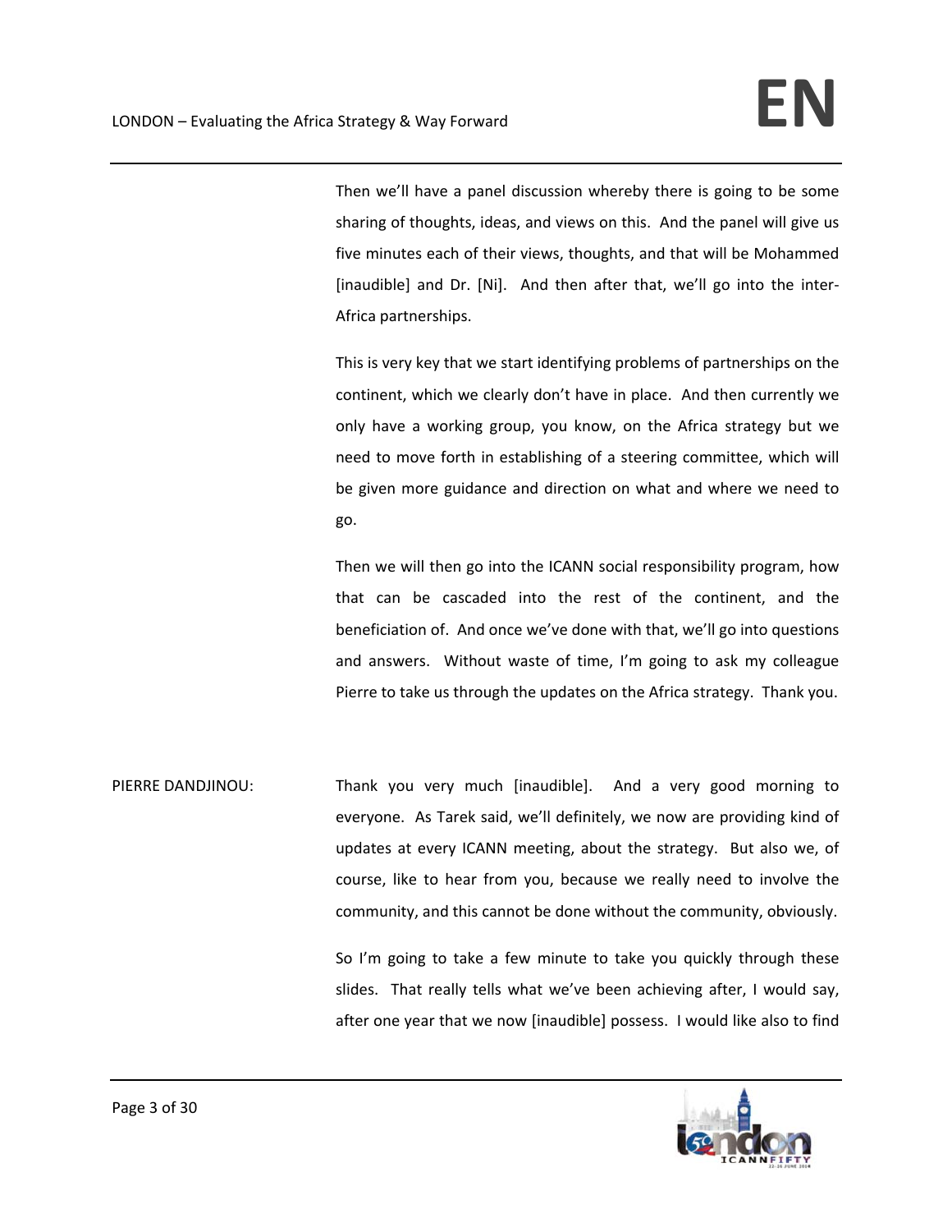Then we'll have a panel discussion whereby there is going to be some sharing of thoughts, ideas, and views on this. And the panel will give us five minutes each of their views, thoughts, and that will be Mohammed [inaudible] and Dr. [Ni]. And then after that, we'll go into the inter-Africa partnerships.

This is very key that we start identifying problems of partnerships on the continent, which we clearly don't have in place. And then currently we only have a working group, you know, on the Africa strategy but we need to move forth in establishing of a steering committee, which will be given more guidance and direction on what and where we need to go.

Then we will then go into the ICANN social responsibility program, how that can be cascaded into the rest of the continent, and the beneficiation of. And once we've done with that, we'll go into questions and answers. Without waste of time, I'm going to ask my colleague Pierre to take us through the updates on the Africa strategy. Thank you.

PIERRE DANDJINOU: Thank you very much [inaudible]. And a very good morning to everyone. As Tarek said, we'll definitely, we now are providing kind of updates at every ICANN meeting, about the strategy. But also we, of course, like to hear from you, because we really need to involve the community, and this cannot be done without the community, obviously.

So I'm going to take a few minute to take you quickly through these slides. That really tells what we've been achieving after, I would say, after one year that we now [inaudible] possess. I would like also to find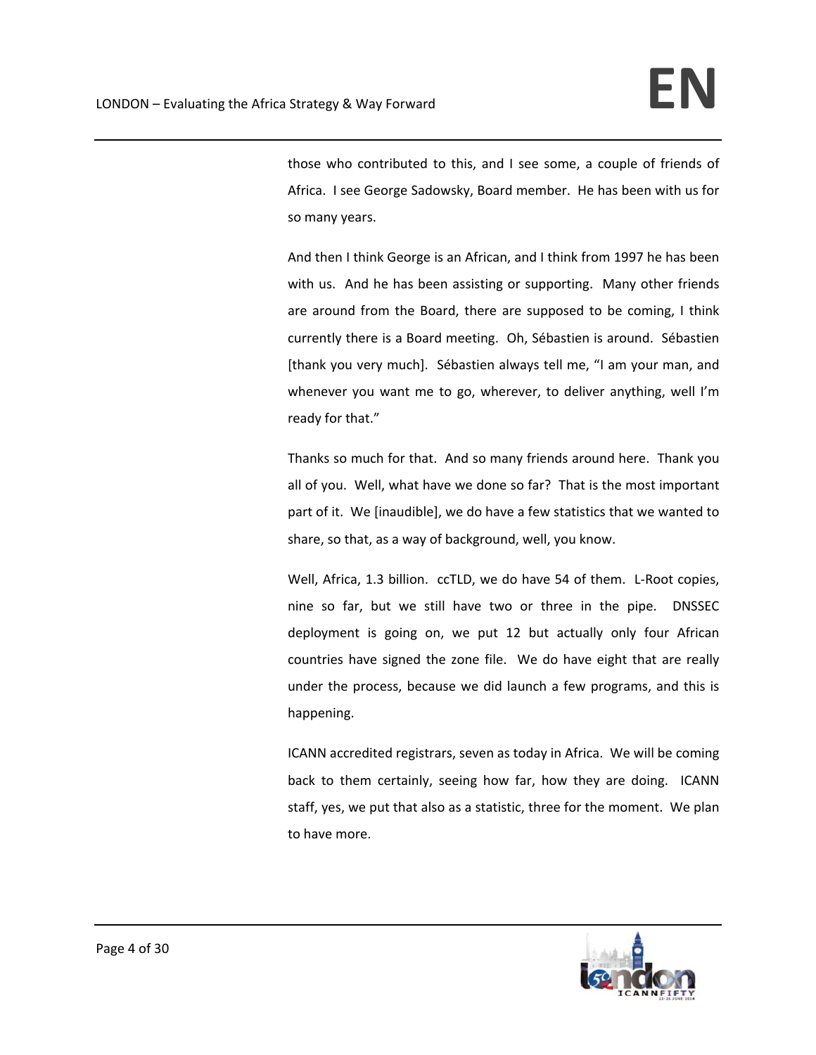those who contributed to this, and I see some, a couple of friends of Africa. I see George Sadowsky, Board member. He has been with us for so many years.

And then I think George is an African, and I think from 1997 he has been with us. And he has been assisting or supporting. Many other friends are around from the Board, there are supposed to be coming, I think currently there is a Board meeting. Oh, Sébastien is around. Sébastien [thank you very much]. Sébastien always tell me, "I am your man, and whenever you want me to go, wherever, to deliver anything, well I'm ready for that."

Thanks so much for that. And so many friends around here. Thank you all of you. Well, what have we done so far? That is the most important part of it. We [inaudible], we do have a few statistics that we wanted to share, so that, as a way of background, well, you know.

Well, Africa, 1.3 billion. ccTLD, we do have 54 of them. L-Root copies, nine so far, but we still have two or three in the pipe. DNSSEC deployment is going on, we put 12 but actually only four African countries have signed the zone file. We do have eight that are really under the process, because we did launch a few programs, and this is happening.

ICANN accredited registrars, seven as today in Africa. We will be coming back to them certainly, seeing how far, how they are doing. ICANN staff, yes, we put that also as a statistic, three for the moment. We plan to have more.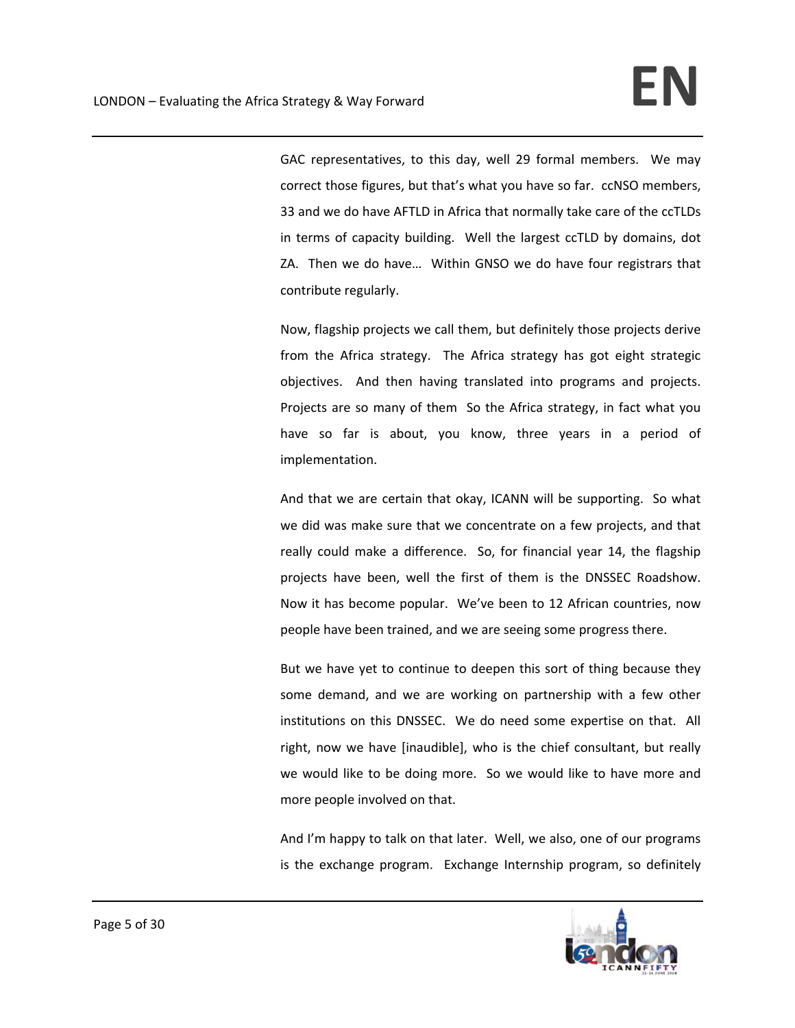GAC representatives, to this day, well 29 formal members. We may correct those figures, but that's what you have so far. ccNSO members, 33 and we do have AFTLD in Africa that normally take care of the ccTLDs in terms of capacity building. Well the largest ccTLD by domains, dot ZA. Then we do have… Within GNSO we do have four registrars that contribute regularly.

Now, flagship projects we call them, but definitely those projects derive from the Africa strategy. The Africa strategy has got eight strategic objectives. And then having translated into programs and projects. Projects are so many of them So the Africa strategy, in fact what you have so far is about, you know, three years in a period of implementation.

And that we are certain that okay, ICANN will be supporting. So what we did was make sure that we concentrate on a few projects, and that really could make a difference. So, for financial year 14, the flagship projects have been, well the first of them is the DNSSEC Roadshow. Now it has become popular. We've been to 12 African countries, now people have been trained, and we are seeing some progress there.

But we have yet to continue to deepen this sort of thing because they some demand, and we are working on partnership with a few other institutions on this DNSSEC. We do need some expertise on that. All right, now we have [inaudible], who is the chief consultant, but really we would like to be doing more. So we would like to have more and more people involved on that.

And I'm happy to talk on that later. Well, we also, one of our programs is the exchange program. Exchange Internship program, so definitely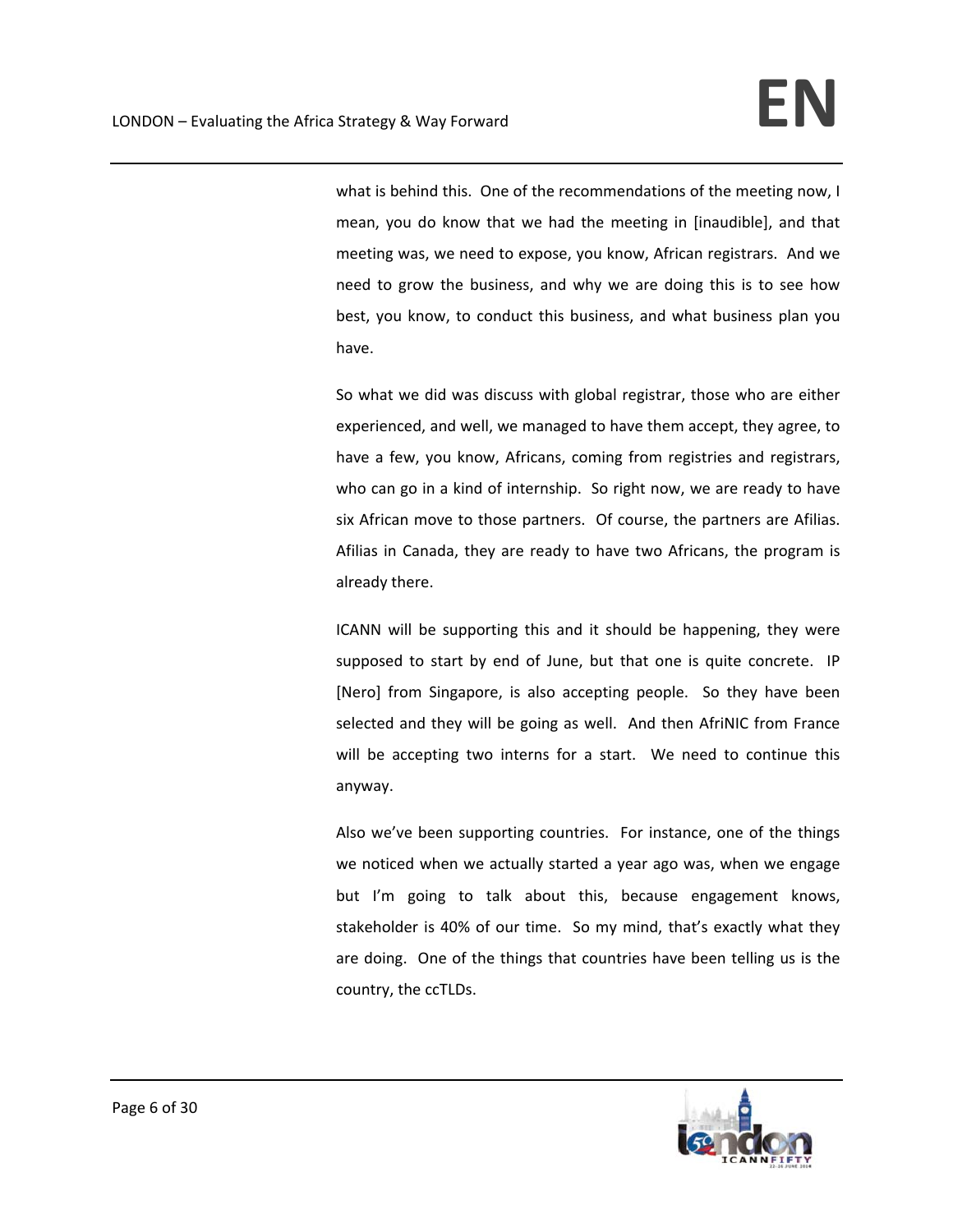what is behind this. One of the recommendations of the meeting now, I mean, you do know that we had the meeting in [inaudible], and that meeting was, we need to expose, you know, African registrars. And we need to grow the business, and why we are doing this is to see how best, you know, to conduct this business, and what business plan you have.

So what we did was discuss with global registrar, those who are either experienced, and well, we managed to have them accept, they agree, to have a few, you know, Africans, coming from registries and registrars, who can go in a kind of internship. So right now, we are ready to have six African move to those partners. Of course, the partners are Afilias. Afilias in Canada, they are ready to have two Africans, the program is already there.

ICANN will be supporting this and it should be happening, they were supposed to start by end of June, but that one is quite concrete. IP [Nero] from Singapore, is also accepting people. So they have been selected and they will be going as well. And then AfriNIC from France will be accepting two interns for a start. We need to continue this anyway.

Also we've been supporting countries. For instance, one of the things we noticed when we actually started a year ago was, when we engage but I'm going to talk about this, because engagement knows, stakeholder is 40% of our time. So my mind, that's exactly what they are doing. One of the things that countries have been telling us is the country, the ccTLDs.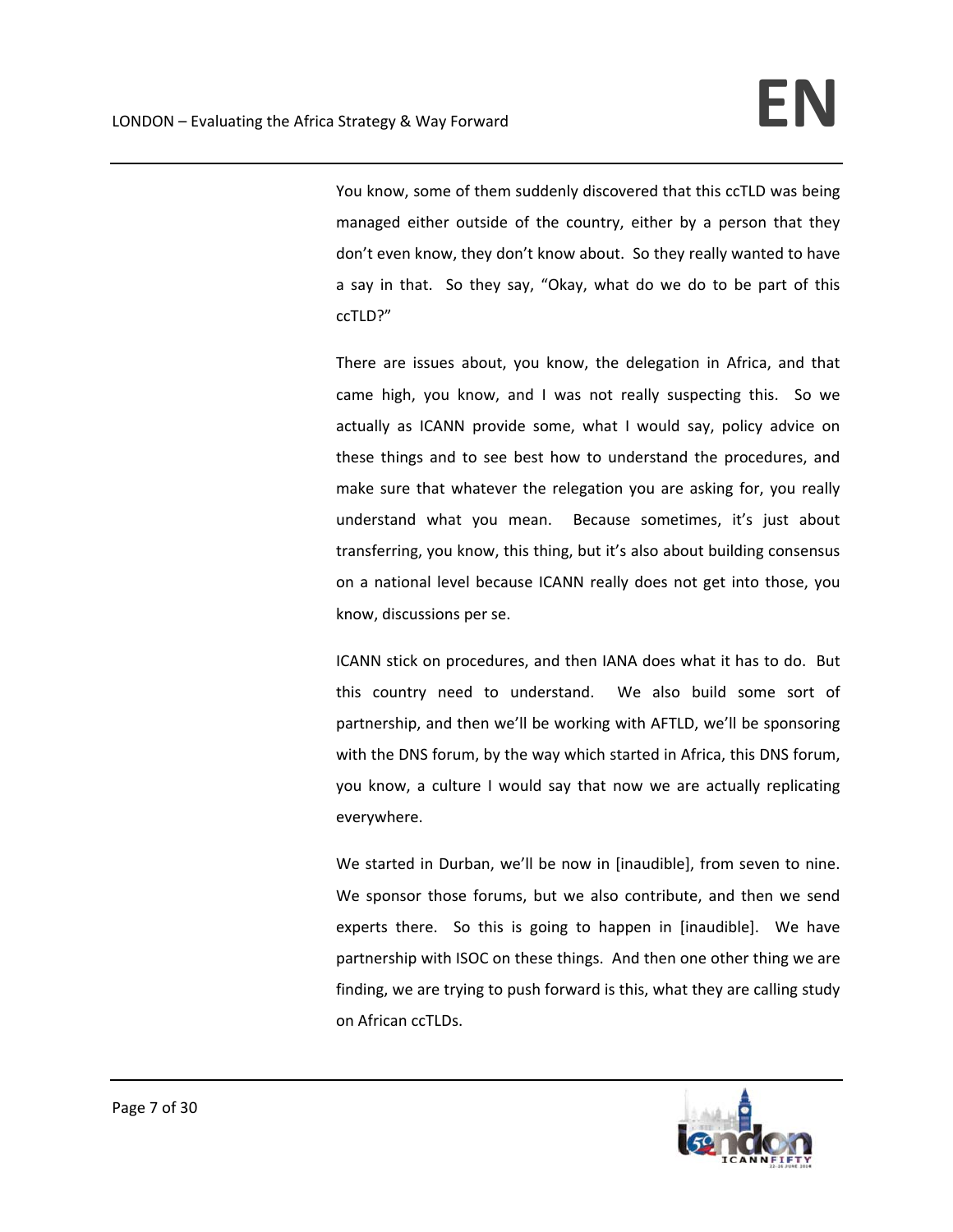You know, some of them suddenly discovered that this ccTLD was being managed either outside of the country, either by a person that they don't even know, they don't know about. So they really wanted to have a say in that. So they say, "Okay, what do we do to be part of this ccTLD?"

There are issues about, you know, the delegation in Africa, and that came high, you know, and I was not really suspecting this. So we actually as ICANN provide some, what I would say, policy advice on these things and to see best how to understand the procedures, and make sure that whatever the relegation you are asking for, you really understand what you mean. Because sometimes, it's just about transferring, you know, this thing, but it's also about building consensus on a national level because ICANN really does not get into those, you know, discussions per se.

ICANN stick on procedures, and then IANA does what it has to do. But this country need to understand. We also build some sort of partnership, and then we'll be working with AFTLD, we'll be sponsoring with the DNS forum, by the way which started in Africa, this DNS forum, you know, a culture I would say that now we are actually replicating everywhere.

We started in Durban, we'll be now in [inaudible], from seven to nine. We sponsor those forums, but we also contribute, and then we send experts there. So this is going to happen in [inaudible]. We have partnership with ISOC on these things. And then one other thing we are finding, we are trying to push forward is this, what they are calling study on African ccTLDs.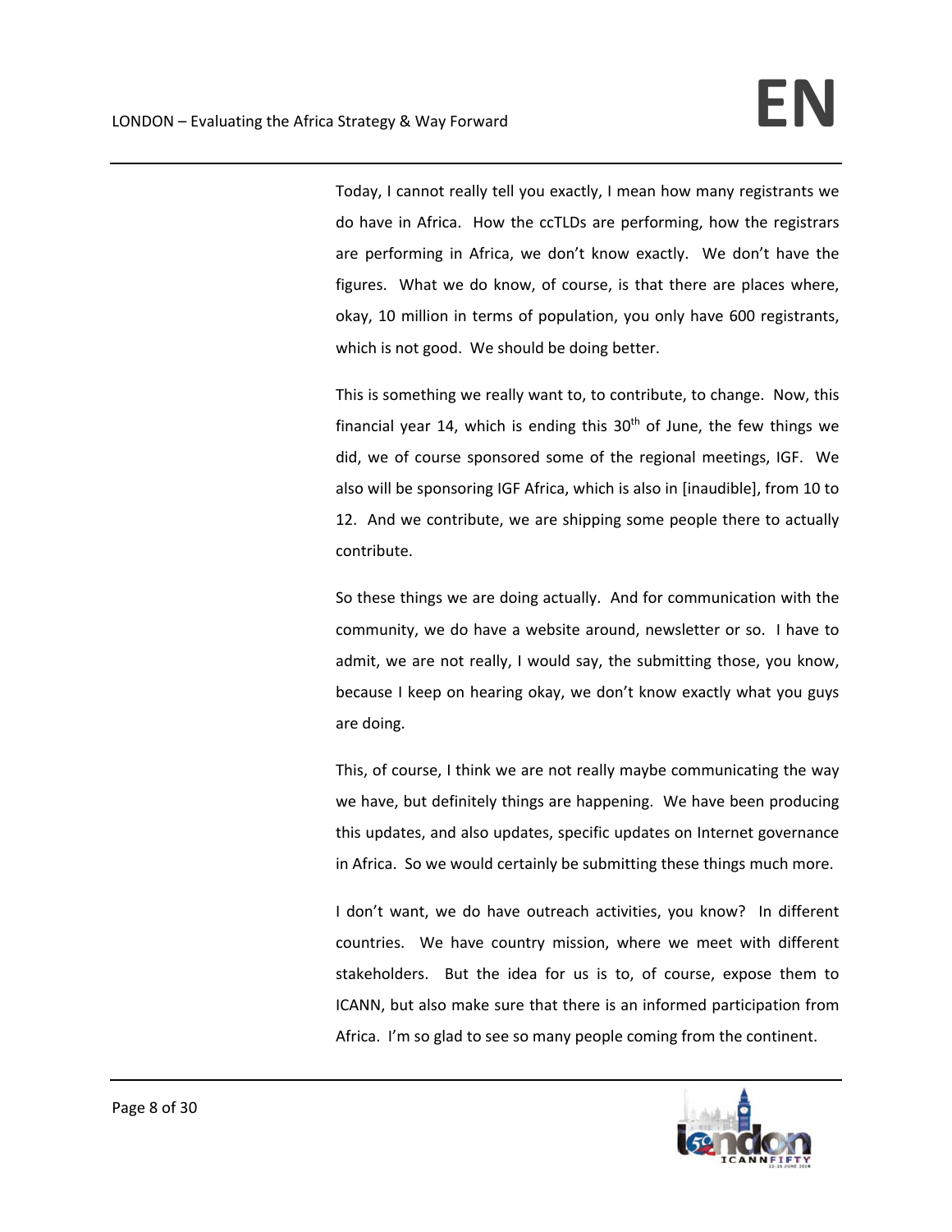Today, I cannot really tell you exactly, I mean how many registrants we do have in Africa. How the ccTLDs are performing, how the registrars are performing in Africa, we don't know exactly. We don't have the figures. What we do know, of course, is that there are places where, okay, 10 million in terms of population, you only have 600 registrants, which is not good. We should be doing better.

This is something we really want to, to contribute, to change. Now, this financial year 14, which is ending this 30th of June, the few things we did, we of course sponsored some of the regional meetings, IGF. We also will be sponsoring IGF Africa, which is also in [inaudible], from 10 to 12. And we contribute, we are shipping some people there to actually contribute.

So these things we are doing actually. And for communication with the community, we do have a website around, newsletter or so. I have to admit, we are not really, I would say, the submitting those, you know, because I keep on hearing okay, we don't know exactly what you guys are doing.

This, of course, I think we are not really maybe communicating the way we have, but definitely things are happening. We have been producing this updates, and also updates, specific updates on Internet governance in Africa. So we would certainly be submitting these things much more.

I don't want, we do have outreach activities, you know? In different countries. We have country mission, where we meet with different stakeholders. But the idea for us is to, of course, expose them to ICANN, but also make sure that there is an informed participation from Africa. I'm so glad to see so many people coming from the continent.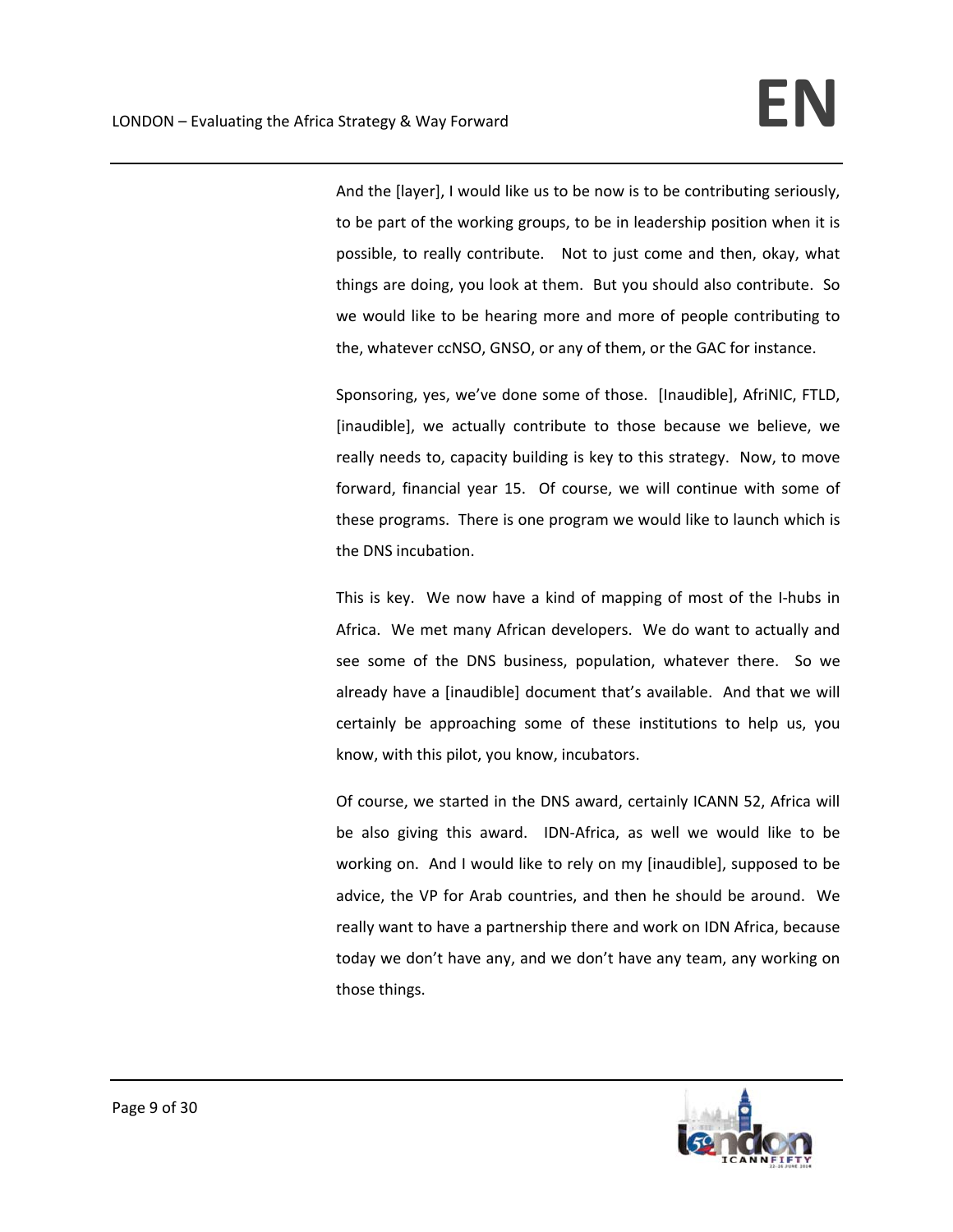And the [layer], I would like us to be now is to be contributing seriously, to be part of the working groups, to be in leadership position when it is possible, to really contribute. Not to just come and then, okay, what things are doing, you look at them. But you should also contribute. So we would like to be hearing more and more of people contributing to the, whatever ccNSO, GNSO, or any of them, or the GAC for instance.

Sponsoring, yes, we've done some of those. [Inaudible], AfriNIC, FTLD, [inaudible], we actually contribute to those because we believe, we really needs to, capacity building is key to this strategy. Now, to move forward, financial year 15. Of course, we will continue with some of these programs. There is one program we would like to launch which is the DNS incubation.

This is key. We now have a kind of mapping of most of the I-hubs in Africa. We met many African developers. We do want to actually and see some of the DNS business, population, whatever there. So we already have a [inaudible] document that's available. And that we will certainly be approaching some of these institutions to help us, you know, with this pilot, you know, incubators.

Of course, we started in the DNS award, certainly ICANN 52, Africa will be also giving this award. IDN-Africa, as well we would like to be working on. And I would like to rely on my [inaudible], supposed to be advice, the VP for Arab countries, and then he should be around. We really want to have a partnership there and work on IDN Africa, because today we don't have any, and we don't have any team, any working on those things.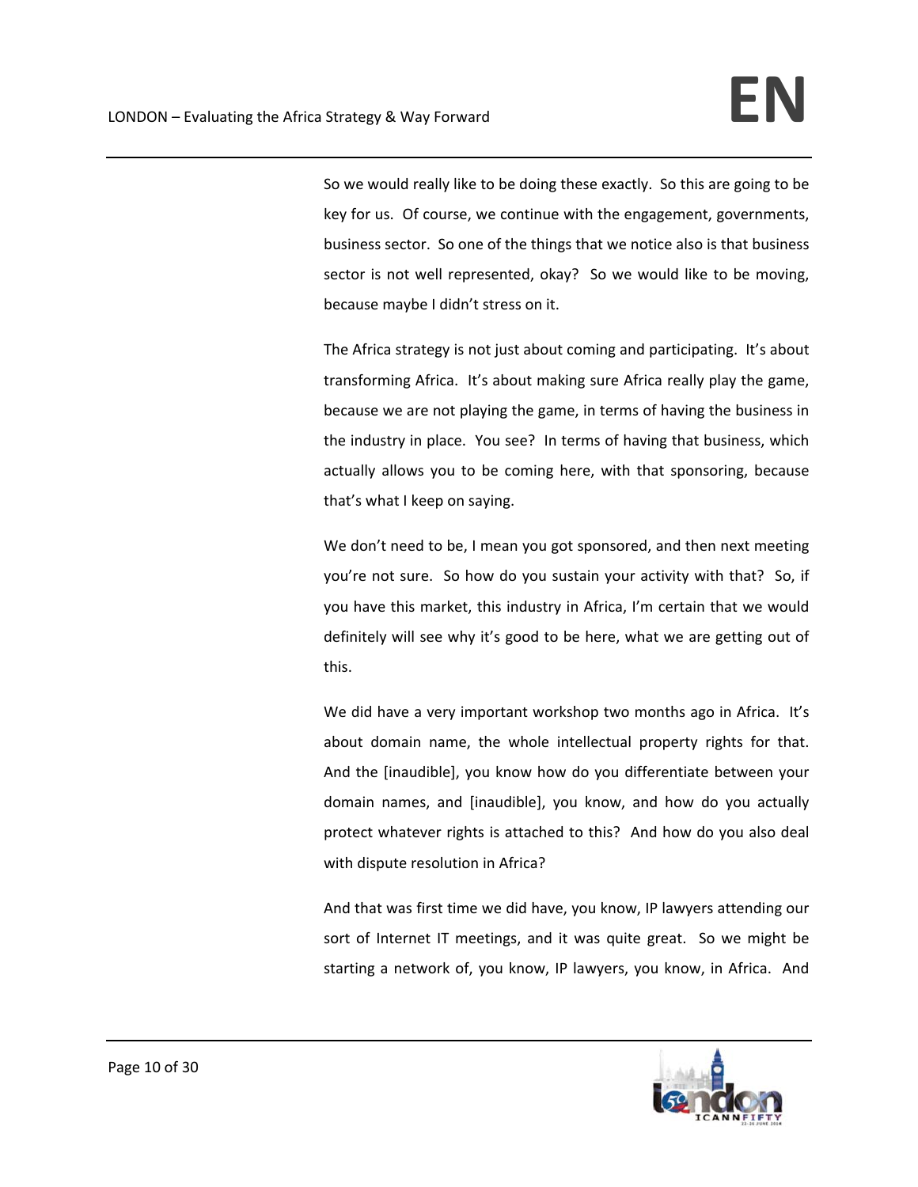So we would really like to be doing these exactly. So this are going to be key for us. Of course, we continue with the engagement, governments, business sector. So one of the things that we notice also is that business sector is not well represented, okay? So we would like to be moving, because maybe I didn't stress on it.

The Africa strategy is not just about coming and participating. It's about transforming Africa. It's about making sure Africa really play the game, because we are not playing the game, in terms of having the business in the industry in place. You see? In terms of having that business, which actually allows you to be coming here, with that sponsoring, because that's what I keep on saying.

We don't need to be, I mean you got sponsored, and then next meeting you're not sure. So how do you sustain your activity with that? So, if you have this market, this industry in Africa, I'm certain that we would definitely will see why it's good to be here, what we are getting out of this.

We did have a very important workshop two months ago in Africa. It's about domain name, the whole intellectual property rights for that. And the [inaudible], you know how do you differentiate between your domain names, and [inaudible], you know, and how do you actually protect whatever rights is attached to this? And how do you also deal with dispute resolution in Africa?

And that was first time we did have, you know, IP lawyers attending our sort of Internet IT meetings, and it was quite great. So we might be starting a network of, you know, IP lawyers, you know, in Africa. And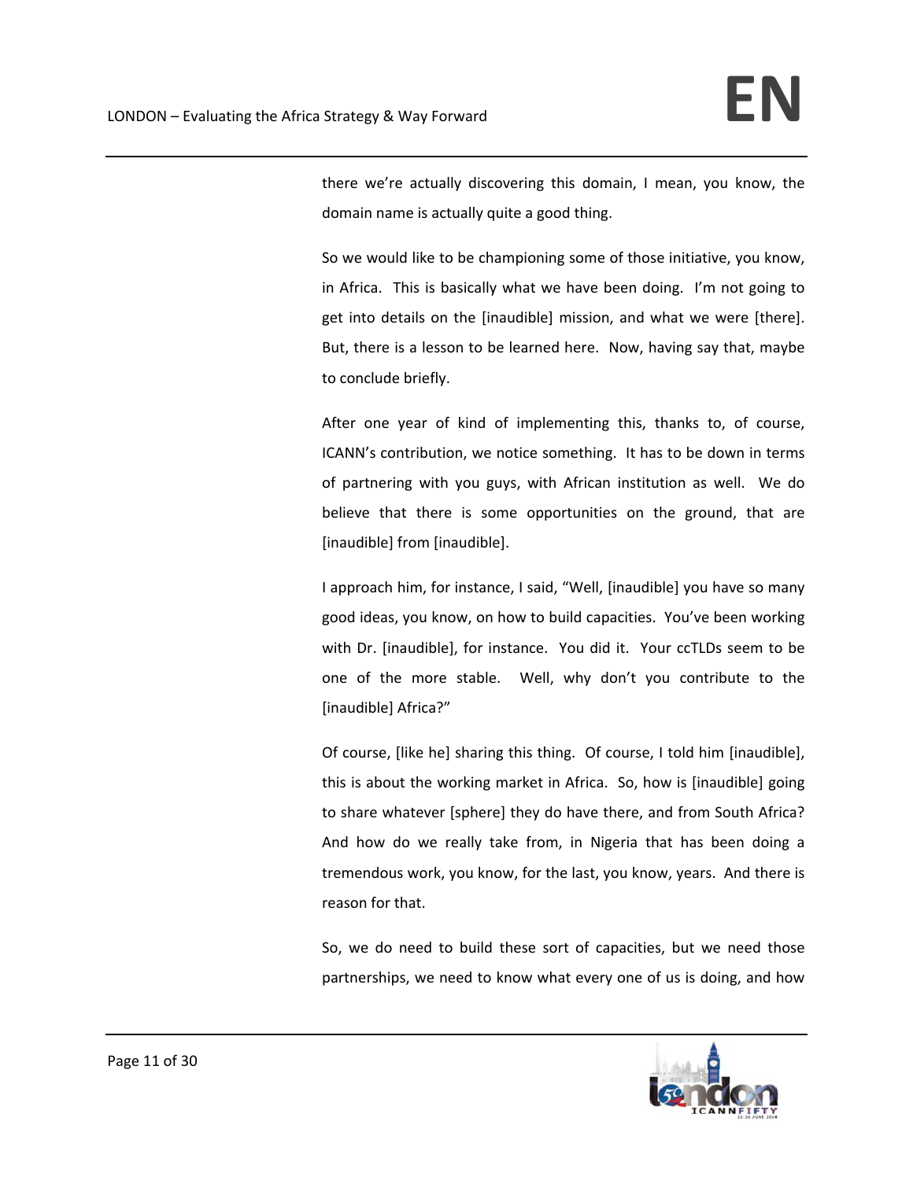there we're actually discovering this domain, I mean, you know, the domain name is actually quite a good thing.

So we would like to be championing some of those initiative, you know, in Africa. This is basically what we have been doing. I'm not going to get into details on the [inaudible] mission, and what we were [there]. But, there is a lesson to be learned here. Now, having say that, maybe to conclude briefly.

After one year of kind of implementing this, thanks to, of course, ICANN's contribution, we notice something. It has to be down in terms of partnering with you guys, with African institution as well. We do believe that there is some opportunities on the ground, that are [inaudible] from [inaudible].

I approach him, for instance, I said, "Well, [inaudible] you have so many good ideas, you know, on how to build capacities. You've been working with Dr. [inaudible], for instance. You did it. Your ccTLDs seem to be one of the more stable. Well, why don't you contribute to the [inaudible] Africa?"

Of course, [like he] sharing this thing. Of course, I told him [inaudible], this is about the working market in Africa. So, how is [inaudible] going to share whatever [sphere] they do have there, and from South Africa? And how do we really take from, in Nigeria that has been doing a tremendous work, you know, for the last, you know, years. And there is reason for that.

So, we do need to build these sort of capacities, but we need those partnerships, we need to know what every one of us is doing, and how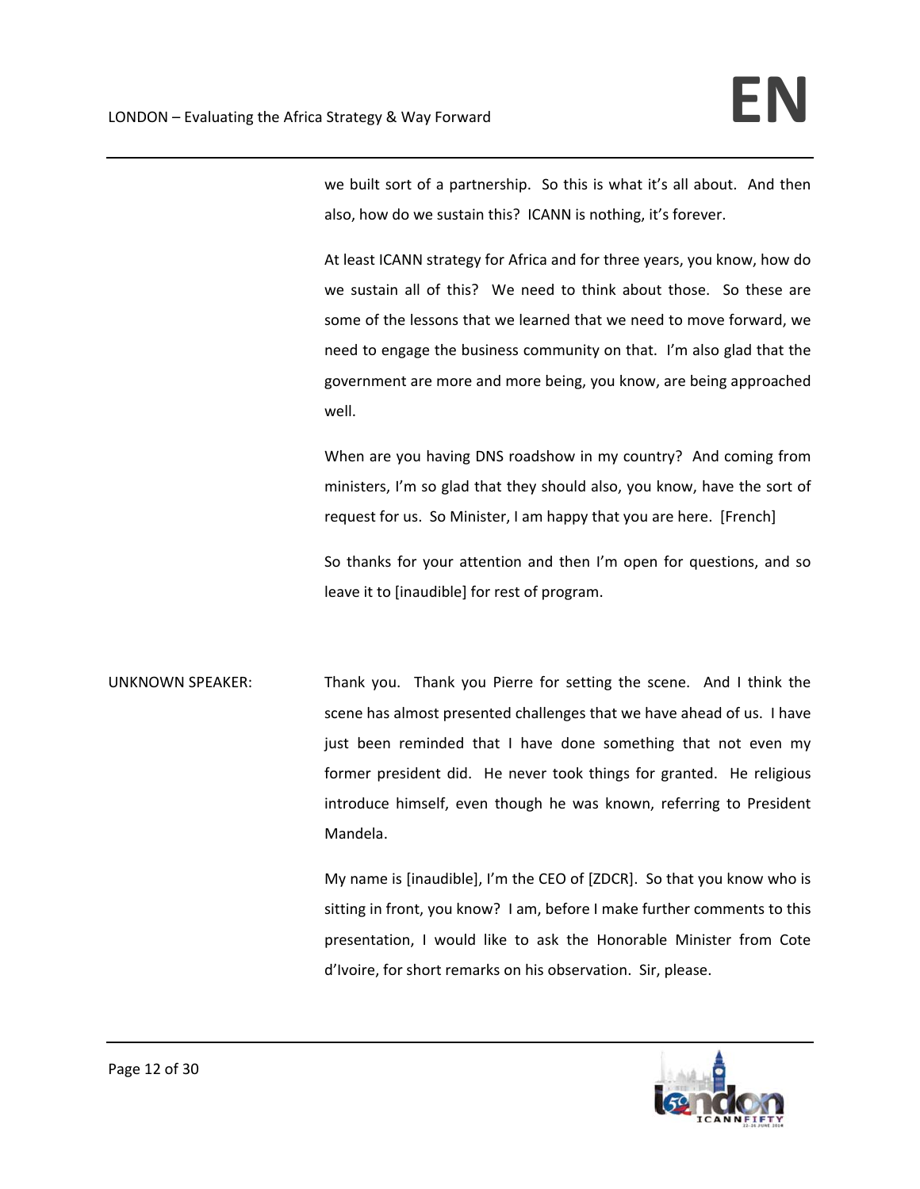we built sort of a partnership. So this is what it's all about. And then also, how do we sustain this? ICANN is nothing, it's forever.

At least ICANN strategy for Africa and for three years, you know, how do we sustain all of this? We need to think about those. So these are some of the lessons that we learned that we need to move forward, we need to engage the business community on that. I'm also glad that the government are more and more being, you know, are being approached well.

When are you having DNS roadshow in my country? And coming from ministers, I'm so glad that they should also, you know, have the sort of request for us. So Minister, I am happy that you are here. [French]

So thanks for your attention and then I'm open for questions, and so leave it to [inaudible] for rest of program.

UNKNOWN SPEAKER: Thank you. Thank you Pierre for setting the scene. And I think the scene has almost presented challenges that we have ahead of us. I have just been reminded that I have done something that not even my former president did. He never took things for granted. He religious introduce himself, even though he was known, referring to President Mandela.

My name is [inaudible], I'm the CEO of [ZDCR]. So that you know who is sitting in front, you know? I am, before I make further comments to this presentation, I would like to ask the Honorable Minister from Cote d'Ivoire, for short remarks on his observation. Sir, please.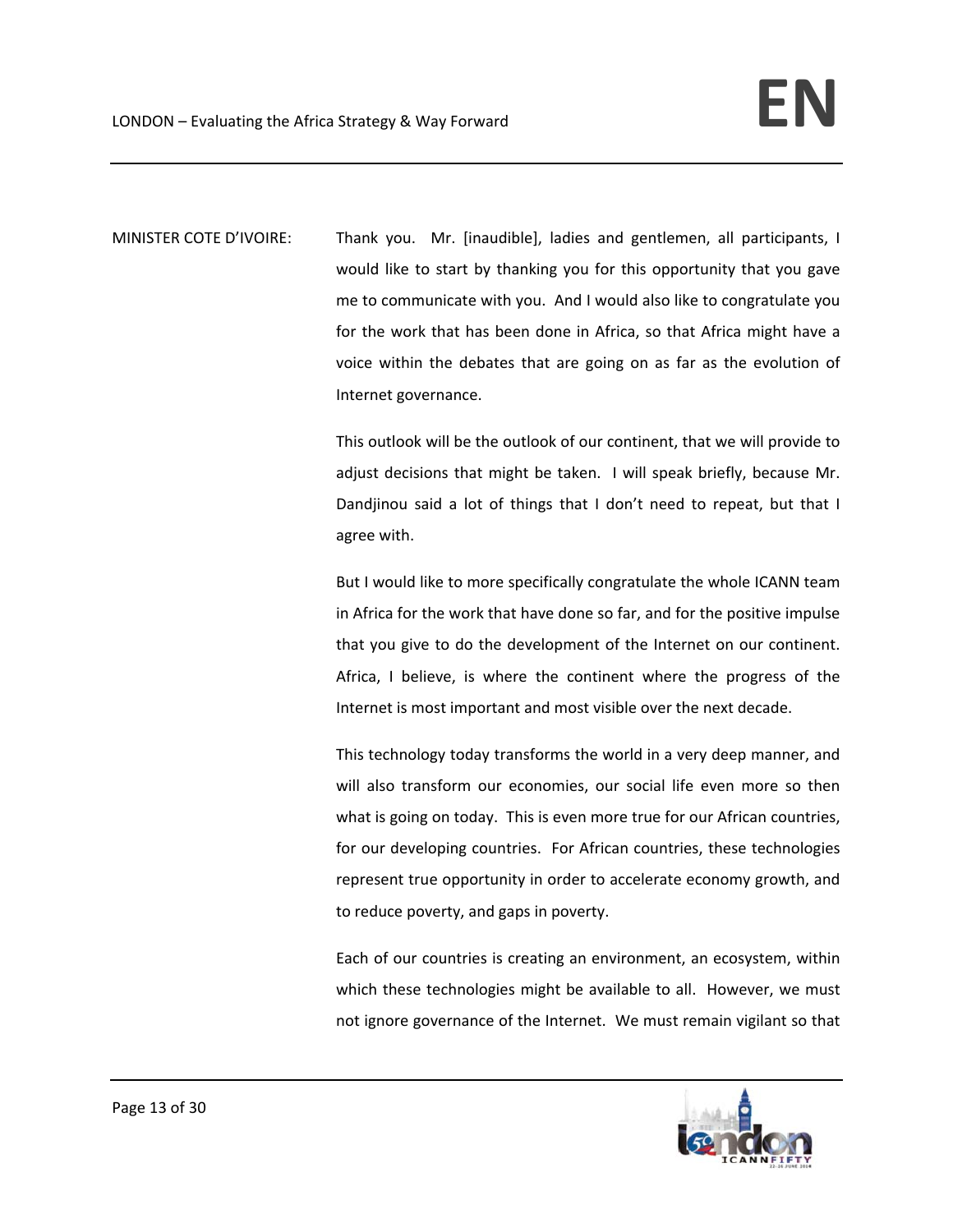MINISTER COTE D'IVOIRE: Thank you. Mr. [inaudible], ladies and gentlemen, all participants, I would like to start by thanking you for this opportunity that you gave me to communicate with you. And I would also like to congratulate you for the work that has been done in Africa, so that Africa might have a voice within the debates that are going on as far as the evolution of Internet governance.

This outlook will be the outlook of our continent, that we will provide to adjust decisions that might be taken. I will speak briefly, because Mr. Dandjinou said a lot of things that I don't need to repeat, but that I agree with.

But I would like to more specifically congratulate the whole ICANN team in Africa for the work that have done so far, and for the positive impulse that you give to do the development of the Internet on our continent. Africa, I believe, is where the continent where the progress of the Internet is most important and most visible over the next decade.

This technology today transforms the world in a very deep manner, and will also transform our economies, our social life even more so then what is going on today. This is even more true for our African countries, for our developing countries. For African countries, these technologies represent true opportunity in order to accelerate economy growth, and to reduce poverty, and gaps in poverty.

Each of our countries is creating an environment, an ecosystem, within which these technologies might be available to all. However, we must not ignore governance of the Internet. We must remain vigilant so that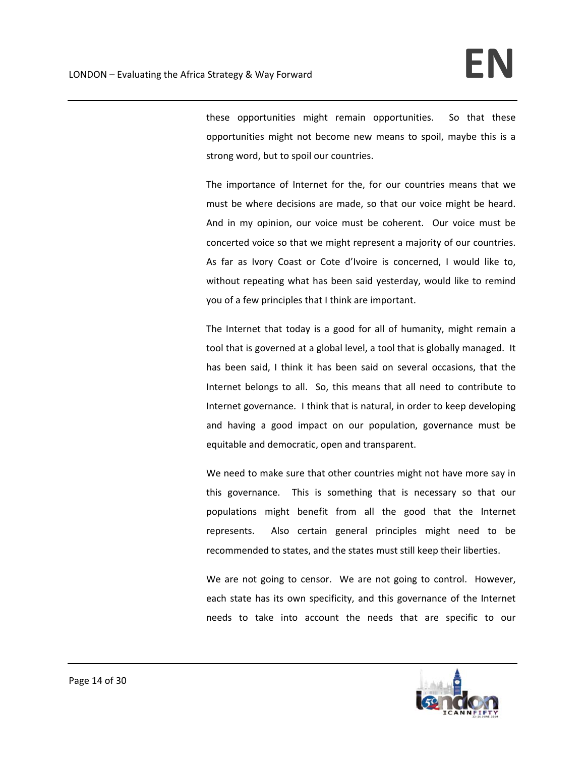these opportunities might remain opportunities. So that these opportunities might not become new means to spoil, maybe this is a strong word, but to spoil our countries.

The importance of Internet for the, for our countries means that we must be where decisions are made, so that our voice might be heard. And in my opinion, our voice must be coherent. Our voice must be concerted voice so that we might represent a majority of our countries. As far as Ivory Coast or Cote d'Ivoire is concerned, I would like to, without repeating what has been said yesterday, would like to remind you of a few principles that I think are important.

The Internet that today is a good for all of humanity, might remain a tool that is governed at a global level, a tool that is globally managed. It has been said, I think it has been said on several occasions, that the Internet belongs to all. So, this means that all need to contribute to Internet governance. I think that is natural, in order to keep developing and having a good impact on our population, governance must be equitable and democratic, open and transparent.

We need to make sure that other countries might not have more say in this governance. This is something that is necessary so that our populations might benefit from all the good that the Internet represents. Also certain general principles might need to be recommended to states, and the states must still keep their liberties.

We are not going to censor. We are not going to control. However, each state has its own specificity, and this governance of the Internet needs to take into account the needs that are specific to our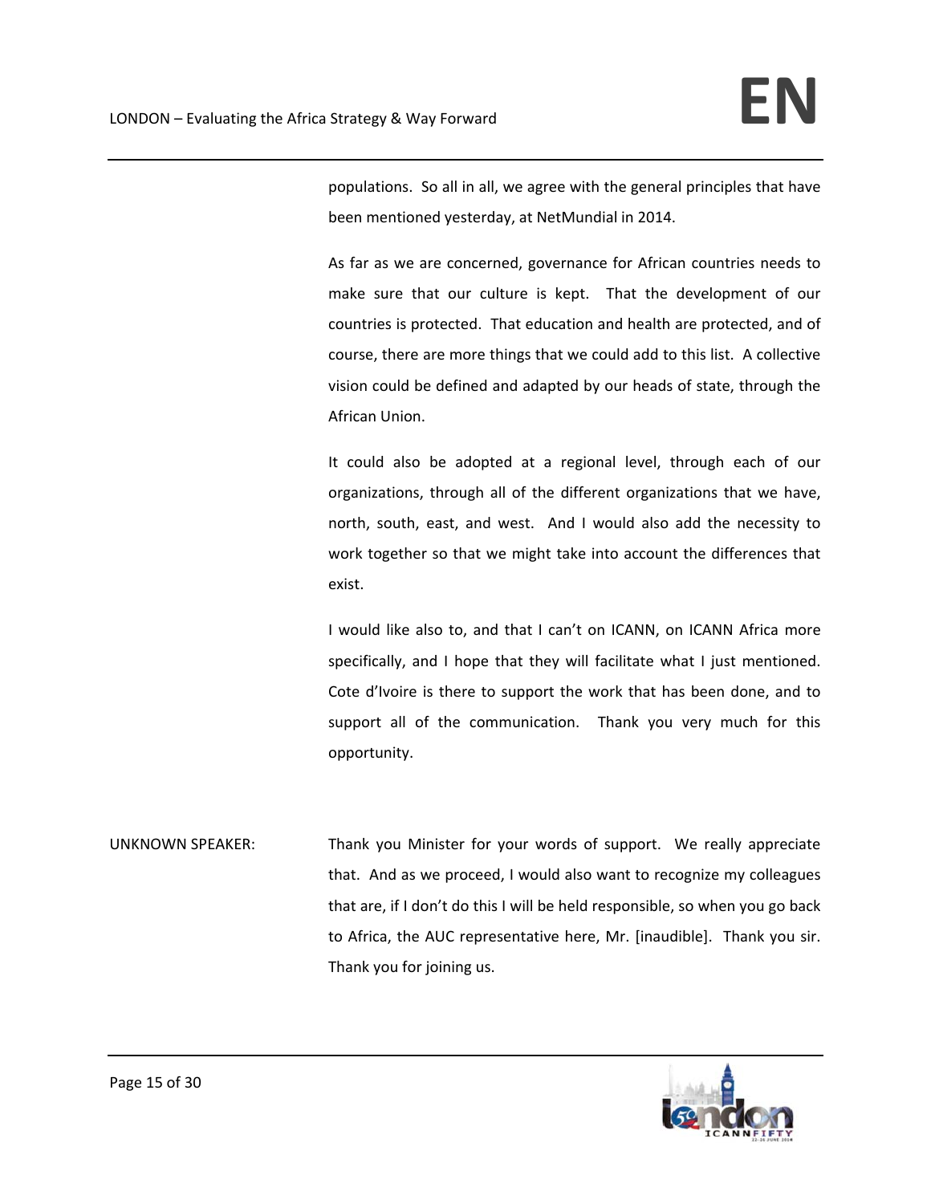populations. So all in all, we agree with the general principles that have been mentioned yesterday, at NetMundial in 2014.

As far as we are concerned, governance for African countries needs to make sure that our culture is kept. That the development of our countries is protected. That education and health are protected, and of course, there are more things that we could add to this list. A collective vision could be defined and adapted by our heads of state, through the African Union.

It could also be adopted at a regional level, through each of our organizations, through all of the different organizations that we have, north, south, east, and west. And I would also add the necessity to work together so that we might take into account the differences that exist.

I would like also to, and that I can't on ICANN, on ICANN Africa more specifically, and I hope that they will facilitate what I just mentioned. Cote d'Ivoire is there to support the work that has been done, and to support all of the communication. Thank you very much for this opportunity.

UNKNOWN SPEAKER: Thank you Minister for your words of support. We really appreciate that. And as we proceed, I would also want to recognize my colleagues that are, if I don't do this I will be held responsible, so when you go back to Africa, the AUC representative here, Mr. [inaudible]. Thank you sir. Thank you for joining us.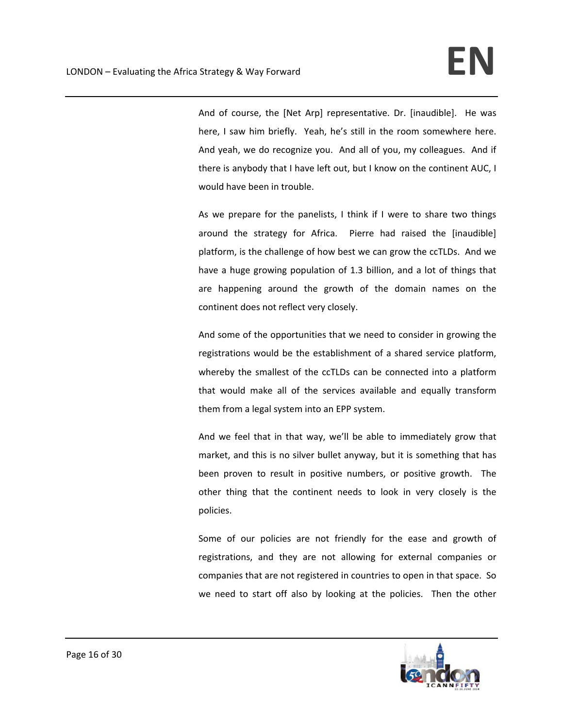And of course, the [Net Arp] representative. Dr. [inaudible]. He was here, I saw him briefly. Yeah, he's still in the room somewhere here. And yeah, we do recognize you. And all of you, my colleagues. And if there is anybody that I have left out, but I know on the continent AUC, I would have been in trouble.

As we prepare for the panelists, I think if I were to share two things around the strategy for Africa. Pierre had raised the [inaudible] platform, is the challenge of how best we can grow the ccTLDs. And we have a huge growing population of 1.3 billion, and a lot of things that are happening around the growth of the domain names on the continent does not reflect very closely.

And some of the opportunities that we need to consider in growing the registrations would be the establishment of a shared service platform, whereby the smallest of the ccTLDs can be connected into a platform that would make all of the services available and equally transform them from a legal system into an EPP system.

And we feel that in that way, we'll be able to immediately grow that market, and this is no silver bullet anyway, but it is something that has been proven to result in positive numbers, or positive growth. The other thing that the continent needs to look in very closely is the policies.

Some of our policies are not friendly for the ease and growth of registrations, and they are not allowing for external companies or companies that are not registered in countries to open in that space. So we need to start off also by looking at the policies. Then the other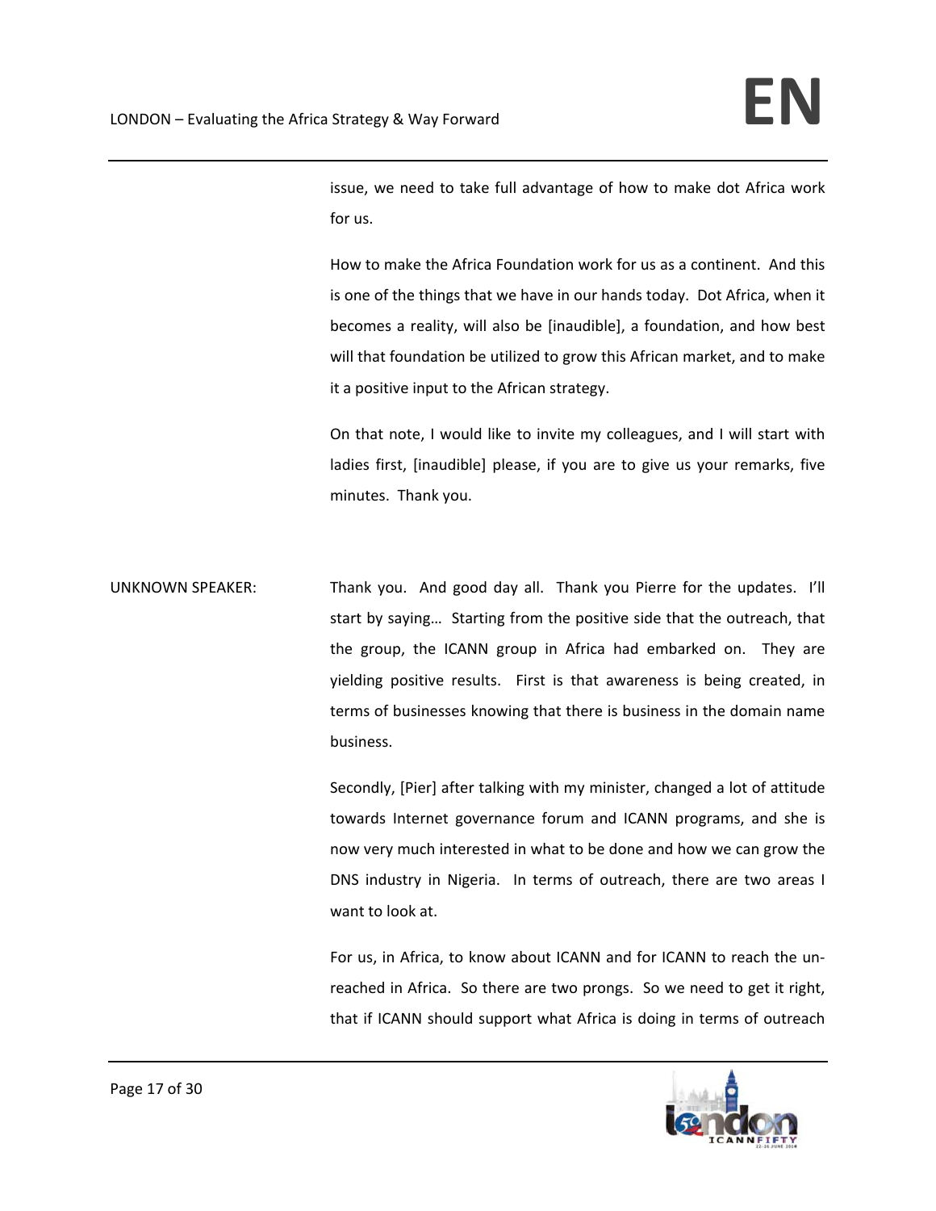issue, we need to take full advantage of how to make dot Africa work for us.

How to make the Africa Foundation work for us as a continent. And this is one of the things that we have in our hands today. Dot Africa, when it becomes a reality, will also be [inaudible], a foundation, and how best will that foundation be utilized to grow this African market, and to make it a positive input to the African strategy.

On that note, I would like to invite my colleagues, and I will start with ladies first, [inaudible] please, if you are to give us your remarks, five minutes. Thank you.

UNKNOWN SPEAKER: Thank you. And good day all. Thank you Pierre for the updates. I'll start by saying… Starting from the positive side that the outreach, that the group, the ICANN group in Africa had embarked on. They are yielding positive results. First is that awareness is being created, in terms of businesses knowing that there is business in the domain name business.

Secondly, [Pier] after talking with my minister, changed a lot of attitude towards Internet governance forum and ICANN programs, and she is now very much interested in what to be done and how we can grow the DNS industry in Nigeria. In terms of outreach, there are two areas I want to look at.

For us, in Africa, to know about ICANN and for ICANN to reach the un-reached in Africa. So there are two prongs. So we need to get it right, that if ICANN should support what Africa is doing in terms of outreach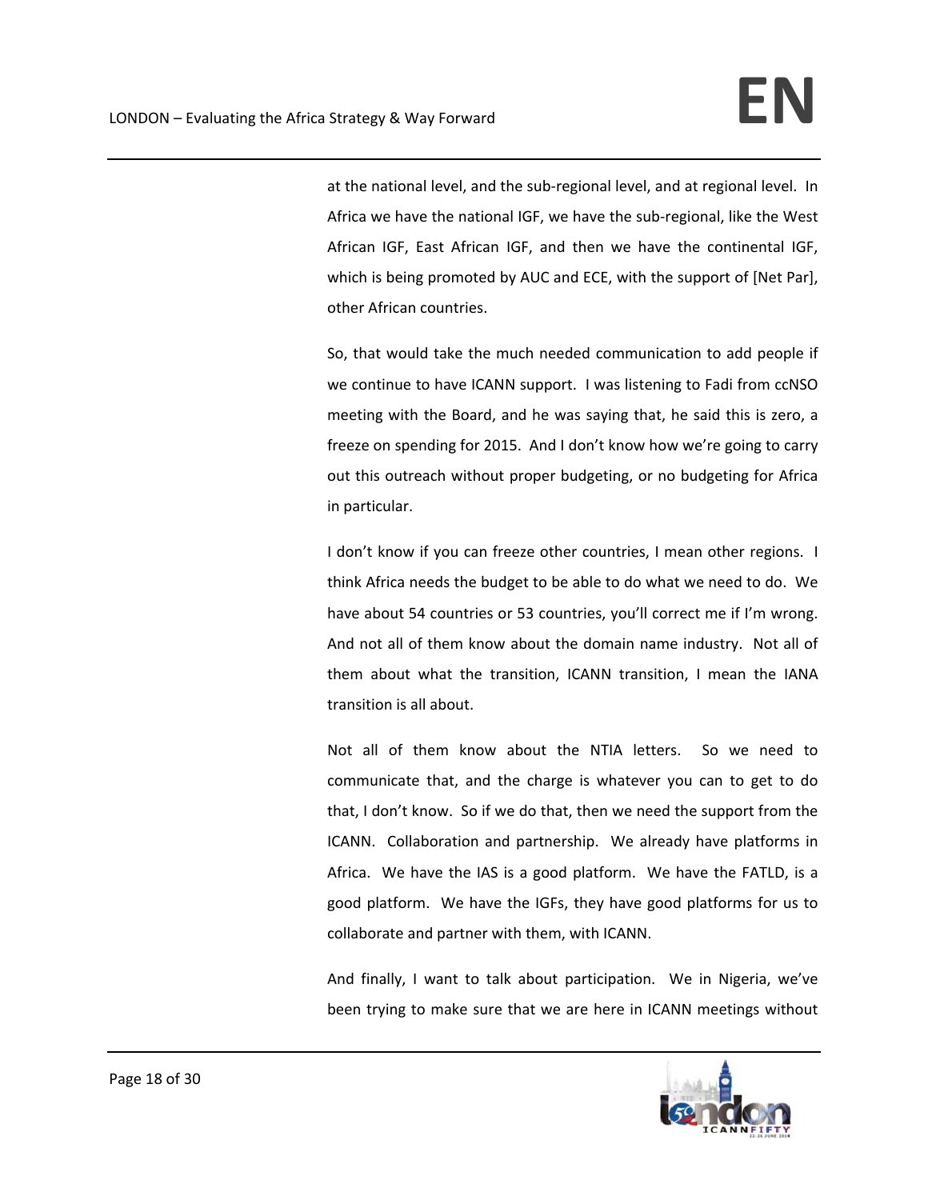at the national level, and the sub-regional level, and at regional level. In Africa we have the national IGF, we have the sub-regional, like the West African IGF, East African IGF, and then we have the continental IGF, which is being promoted by AUC and ECE, with the support of [Net Par], other African countries.

So, that would take the much needed communication to add people if we continue to have ICANN support. I was listening to Fadi from ccNSO meeting with the Board, and he was saying that, he said this is zero, a freeze on spending for 2015. And I don't know how we're going to carry out this outreach without proper budgeting, or no budgeting for Africa in particular.

I don't know if you can freeze other countries, I mean other regions. I think Africa needs the budget to be able to do what we need to do. We have about 54 countries or 53 countries, you'll correct me if I'm wrong. And not all of them know about the domain name industry. Not all of them about what the transition, ICANN transition, I mean the IANA transition is all about.

Not all of them know about the NTIA letters. So we need to communicate that, and the charge is whatever you can to get to do that, I don't know. So if we do that, then we need the support from the ICANN. Collaboration and partnership. We already have platforms in Africa. We have the IAS is a good platform. We have the FATLD, is a good platform. We have the IGFs, they have good platforms for us to collaborate and partner with them, with ICANN.

And finally, I want to talk about participation. We in Nigeria, we've been trying to make sure that we are here in ICANN meetings without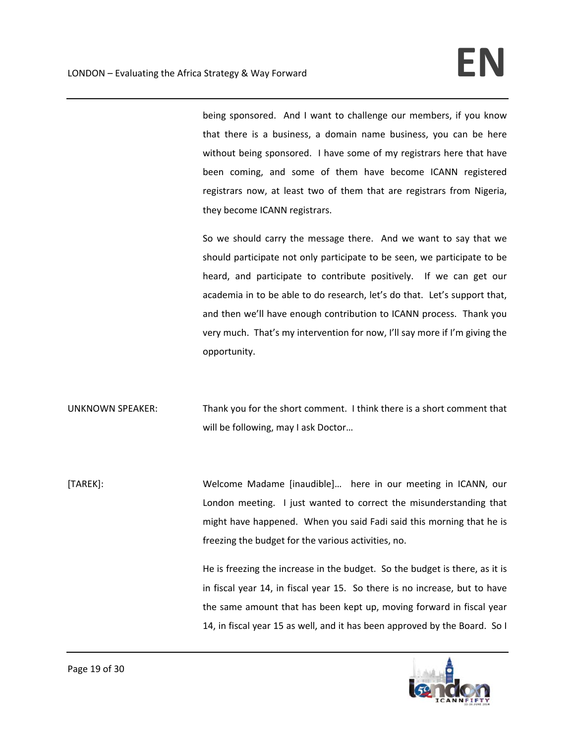being sponsored. And I want to challenge our members, if you know that there is a business, a domain name business, you can be here without being sponsored. I have some of my registrars here that have been coming, and some of them have become ICANN registered registrars now, at least two of them that are registrars from Nigeria, they become ICANN registrars.

So we should carry the message there. And we want to say that we should participate not only participate to be seen, we participate to be heard, and participate to contribute positively. If we can get our academia in to be able to do research, let's do that. Let's support that, and then we'll have enough contribution to ICANN process. Thank you very much. That's my intervention for now, I'll say more if I'm giving the opportunity.

UNKNOWN SPEAKER: Thank you for the short comment. I think there is a short comment that will be following, may I ask Doctor…

[TAREK]: Welcome Madame [inaudible]… here in our meeting in ICANN, our London meeting. I just wanted to correct the misunderstanding that might have happened. When you said Fadi said this morning that he is freezing the budget for the various activities, no.

He is freezing the increase in the budget. So the budget is there, as it is in fiscal year 14, in fiscal year 15. So there is no increase, but to have the same amount that has been kept up, moving forward in fiscal year 14, in fiscal year 15 as well, and it has been approved by the Board. So I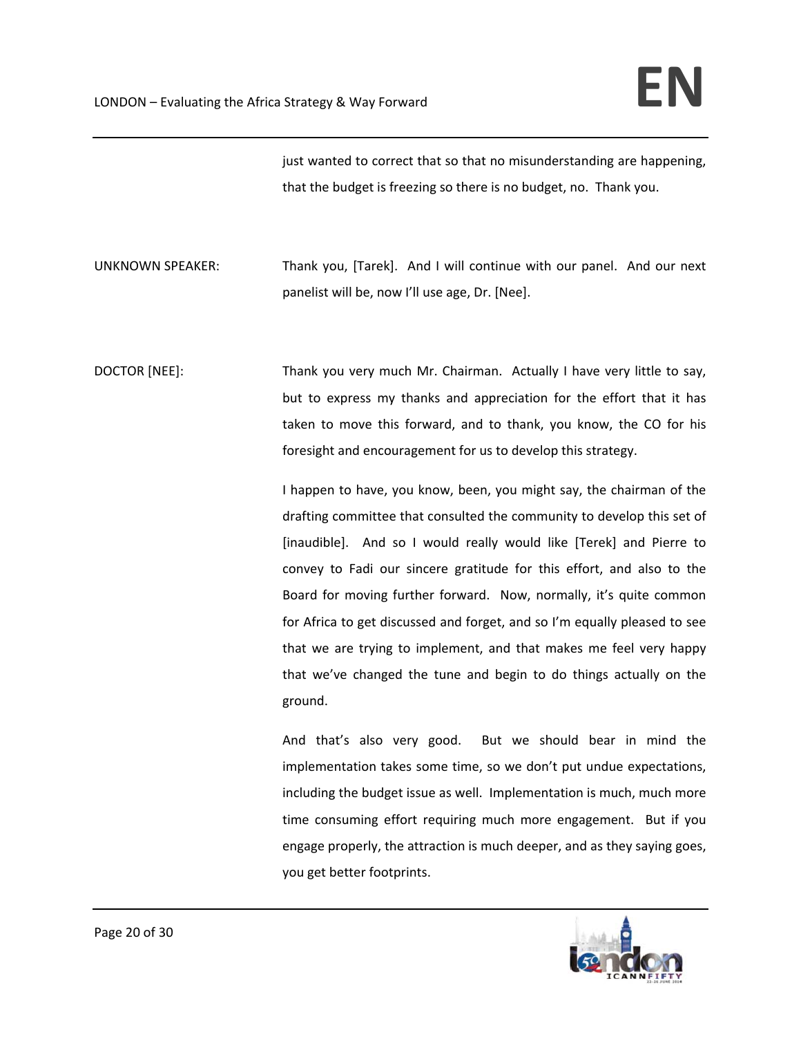just wanted to correct that so that no misunderstanding are happening, that the budget is freezing so there is no budget, no. Thank you.

UNKNOWN SPEAKER: Thank you, [Tarek]. And I will continue with our panel. And our next panelist will be, now I'll use age, Dr. [Nee].

DOCTOR [NEE]: Thank you very much Mr. Chairman. Actually I have very little to say, but to express my thanks and appreciation for the effort that it has taken to move this forward, and to thank, you know, the CO for his foresight and encouragement for us to develop this strategy.

I happen to have, you know, been, you might say, the chairman of the drafting committee that consulted the community to develop this set of [inaudible]. And so I would really would like [Terek] and Pierre to convey to Fadi our sincere gratitude for this effort, and also to the Board for moving further forward. Now, normally, it's quite common for Africa to get discussed and forget, and so I'm equally pleased to see that we are trying to implement, and that makes me feel very happy that we've changed the tune and begin to do things actually on the ground.

And that's also very good. But we should bear in mind the implementation takes some time, so we don't put undue expectations, including the budget issue as well. Implementation is much, much more time consuming effort requiring much more engagement. But if you engage properly, the attraction is much deeper, and as they saying goes, you get better footprints.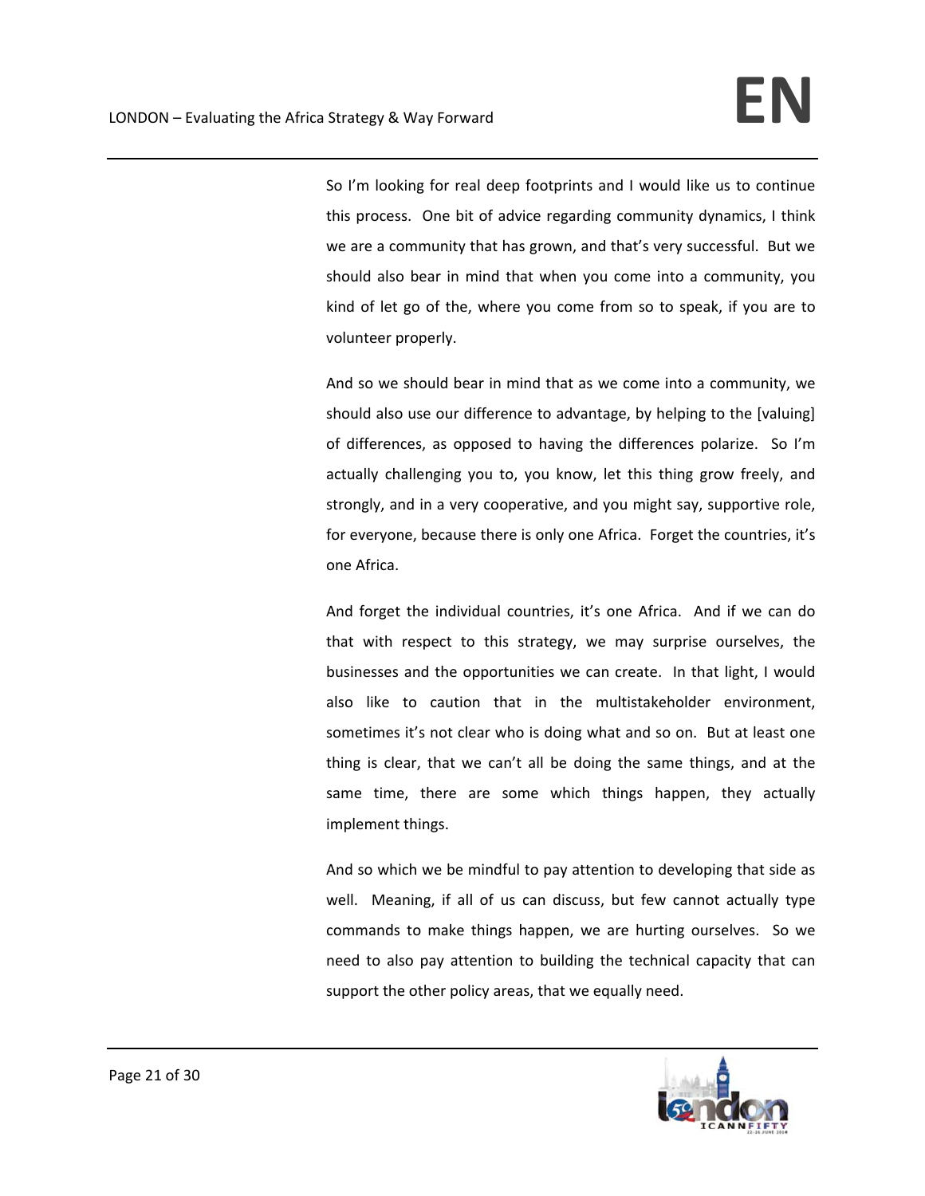So I'm looking for real deep footprints and I would like us to continue this process. One bit of advice regarding community dynamics, I think we are a community that has grown, and that's very successful. But we should also bear in mind that when you come into a community, you kind of let go of the, where you come from so to speak, if you are to volunteer properly.

And so we should bear in mind that as we come into a community, we should also use our difference to advantage, by helping to the [valuing] of differences, as opposed to having the differences polarize. So I'm actually challenging you to, you know, let this thing grow freely, and strongly, and in a very cooperative, and you might say, supportive role, for everyone, because there is only one Africa. Forget the countries, it's one Africa.

And forget the individual countries, it's one Africa. And if we can do that with respect to this strategy, we may surprise ourselves, the businesses and the opportunities we can create. In that light, I would also like to caution that in the multistakeholder environment, sometimes it's not clear who is doing what and so on. But at least one thing is clear, that we can't all be doing the same things, and at the same time, there are some which things happen, they actually implement things.

And so which we be mindful to pay attention to developing that side as well. Meaning, if all of us can discuss, but few cannot actually type commands to make things happen, we are hurting ourselves. So we need to also pay attention to building the technical capacity that can support the other policy areas, that we equally need.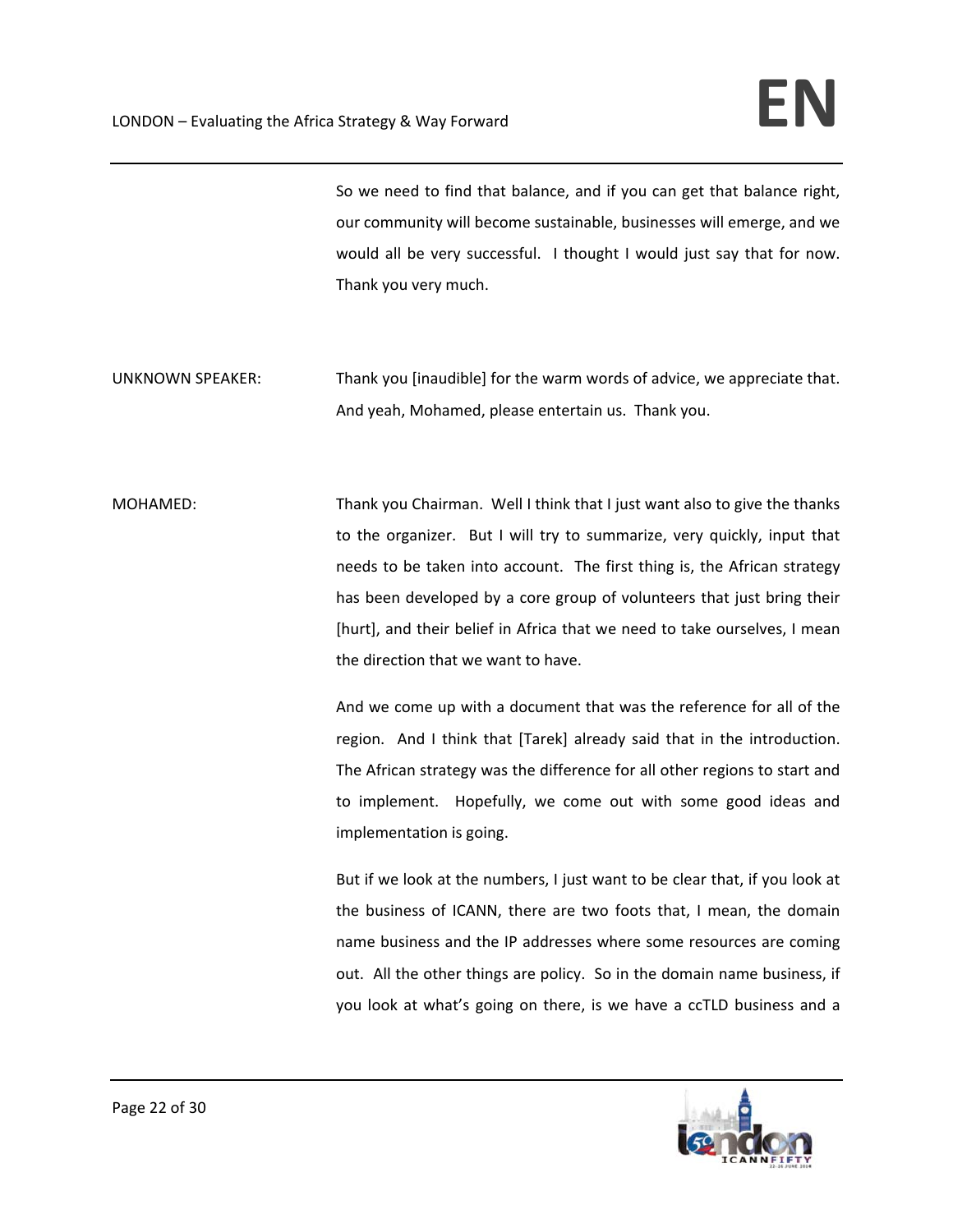So we need to find that balance, and if you can get that balance right, our community will become sustainable, businesses will emerge, and we would all be very successful. I thought I would just say that for now. Thank you very much.

UNKNOWN SPEAKER: Thank you [inaudible] for the warm words of advice, we appreciate that. And yeah, Mohamed, please entertain us. Thank you.

MOHAMED: Thank you Chairman. Well I think that I just want also to give the thanks to the organizer. But I will try to summarize, very quickly, input that needs to be taken into account. The first thing is, the African strategy has been developed by a core group of volunteers that just bring their [hurt], and their belief in Africa that we need to take ourselves, I mean the direction that we want to have.

And we come up with a document that was the reference for all of the region. And I think that [Tarek] already said that in the introduction. The African strategy was the difference for all other regions to start and to implement. Hopefully, we come out with some good ideas and implementation is going.

But if we look at the numbers, I just want to be clear that, if you look at the business of ICANN, there are two foots that, I mean, the domain name business and the IP addresses where some resources are coming out. All the other things are policy. So in the domain name business, if you look at what's going on there, is we have a ccTLD business and a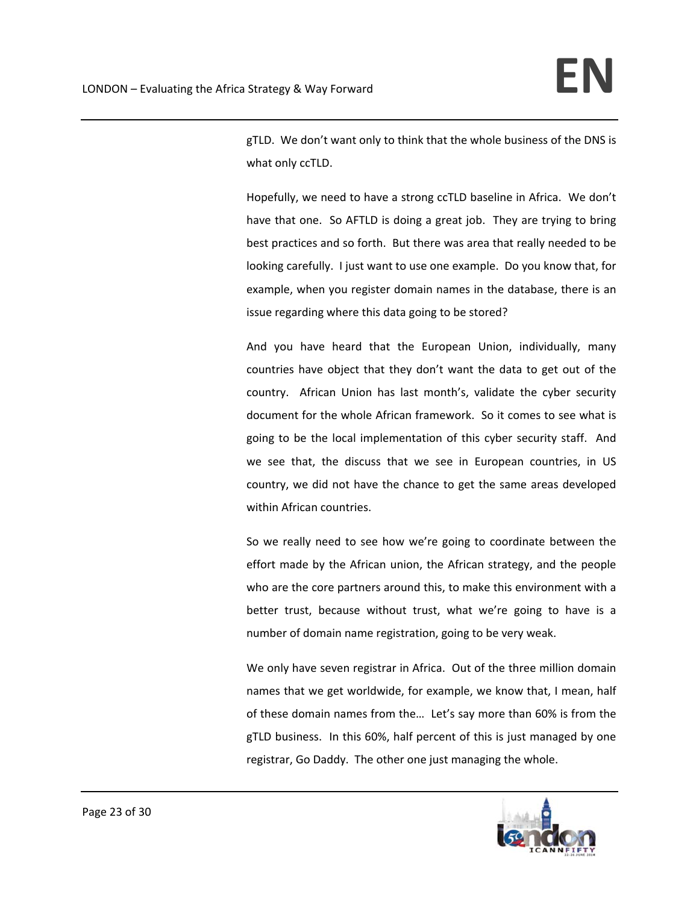gTLD. We don't want only to think that the whole business of the DNS is what only ccTLD.

Hopefully, we need to have a strong ccTLD baseline in Africa. We don't have that one. So AFTLD is doing a great job. They are trying to bring best practices and so forth. But there was area that really needed to be looking carefully. I just want to use one example. Do you know that, for example, when you register domain names in the database, there is an issue regarding where this data going to be stored?

And you have heard that the European Union, individually, many countries have object that they don't want the data to get out of the country. African Union has last month's, validate the cyber security document for the whole African framework. So it comes to see what is going to be the local implementation of this cyber security staff. And we see that, the discuss that we see in European countries, in US country, we did not have the chance to get the same areas developed within African countries.

So we really need to see how we're going to coordinate between the effort made by the African union, the African strategy, and the people who are the core partners around this, to make this environment with a better trust, because without trust, what we're going to have is a number of domain name registration, going to be very weak.

We only have seven registrar in Africa. Out of the three million domain names that we get worldwide, for example, we know that, I mean, half of these domain names from the… Let's say more than 60% is from the gTLD business. In this 60%, half percent of this is just managed by one registrar, Go Daddy. The other one just managing the whole.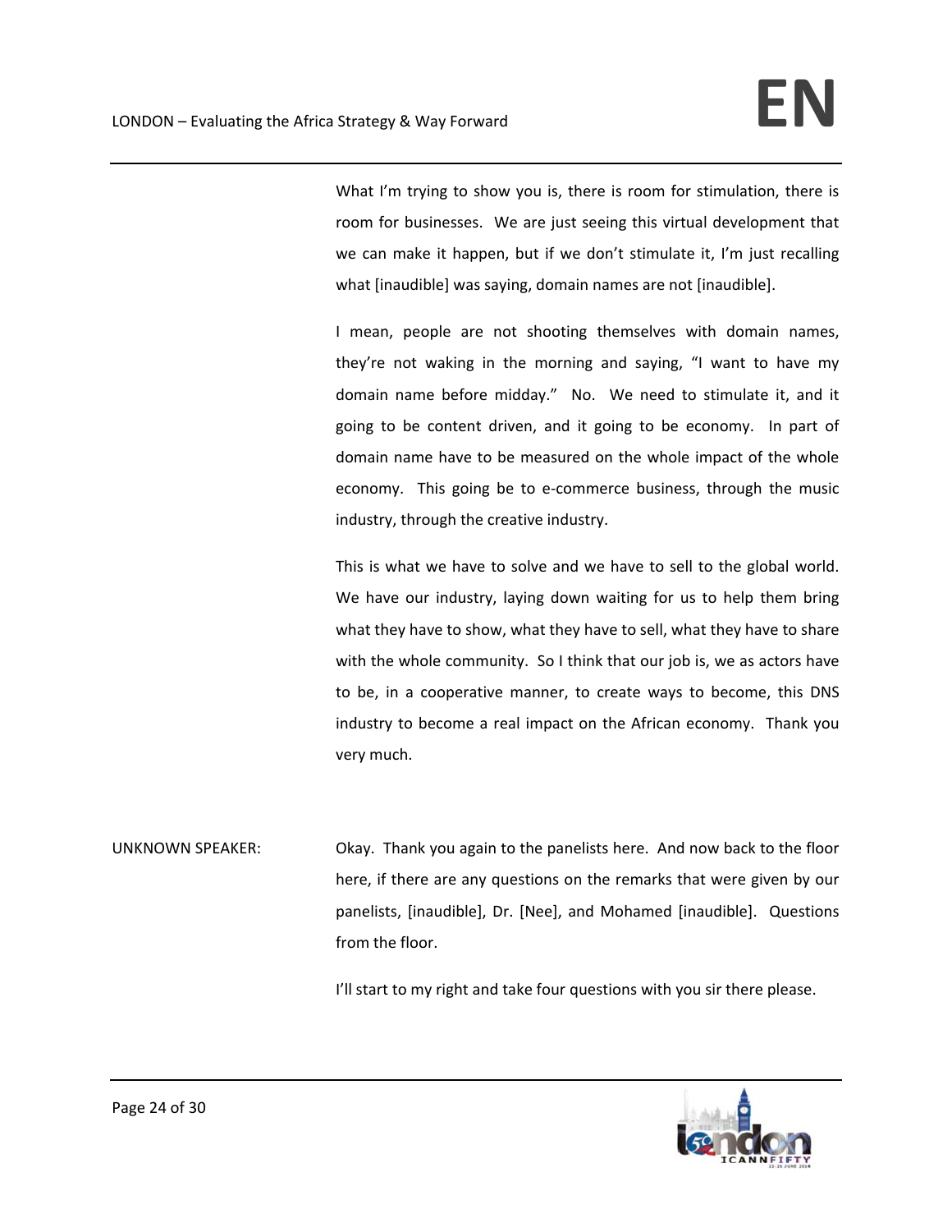What I'm trying to show you is, there is room for stimulation, there is room for businesses. We are just seeing this virtual development that we can make it happen, but if we don't stimulate it, I'm just recalling what [inaudible] was saying, domain names are not [inaudible].

I mean, people are not shooting themselves with domain names, they're not waking in the morning and saying, "I want to have my domain name before midday." No. We need to stimulate it, and it going to be content driven, and it going to be economy. In part of domain name have to be measured on the whole impact of the whole economy. This going be to e-commerce business, through the music industry, through the creative industry.

This is what we have to solve and we have to sell to the global world. We have our industry, laying down waiting for us to help them bring what they have to show, what they have to sell, what they have to share with the whole community. So I think that our job is, we as actors have to be, in a cooperative manner, to create ways to become, this DNS industry to become a real impact on the African economy. Thank you very much.

UNKNOWN SPEAKER: Okay. Thank you again to the panelists here. And now back to the floor here, if there are any questions on the remarks that were given by our panelists, [inaudible], Dr. [Nee], and Mohamed [inaudible]. Questions from the floor.

I'll start to my right and take four questions with you sir there please.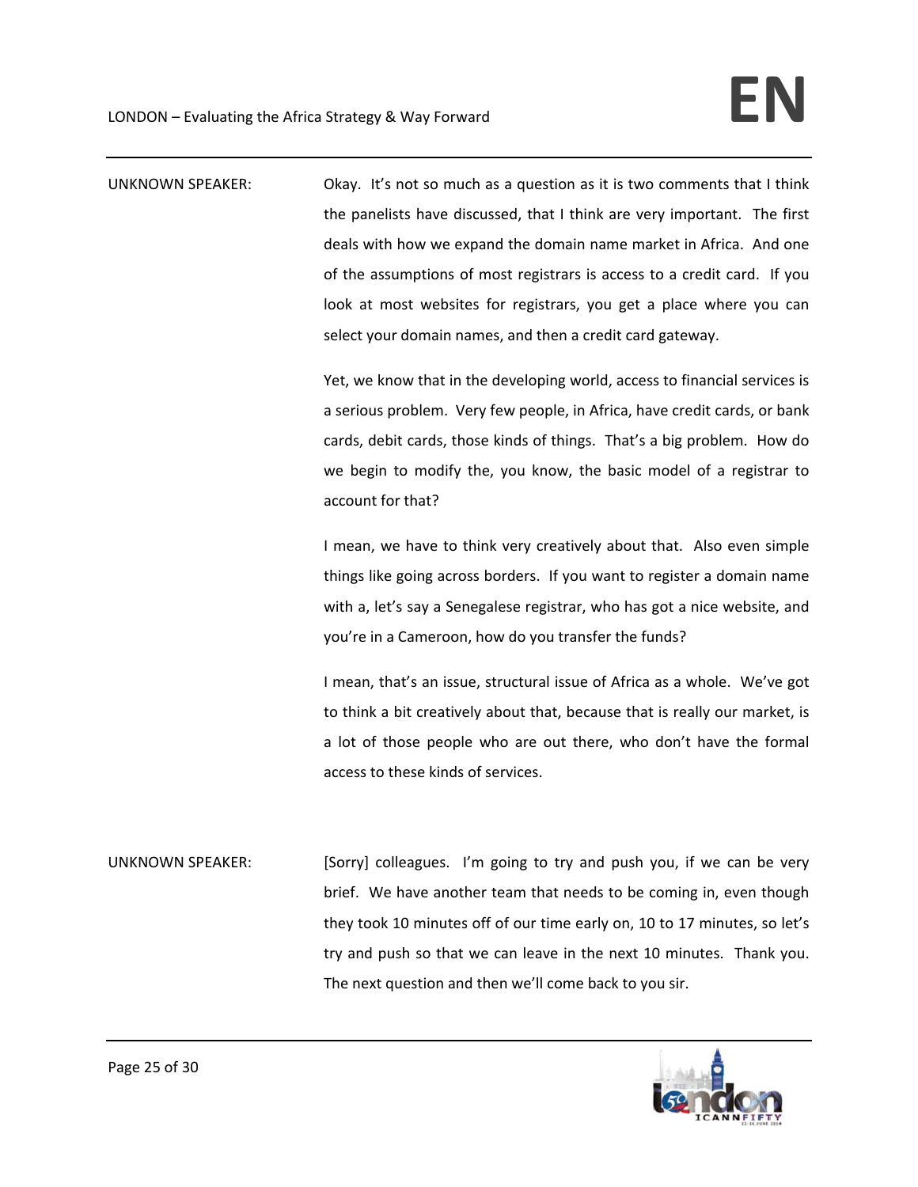UNKNOWN SPEAKER: Okay. It's not so much as a question as it is two comments that I think the panelists have discussed, that I think are very important. The first deals with how we expand the domain name market in Africa. And one of the assumptions of most registrars is access to a credit card. If you look at most websites for registrars, you get a place where you can select your domain names, and then a credit card gateway.

Yet, we know that in the developing world, access to financial services is a serious problem. Very few people, in Africa, have credit cards, or bank cards, debit cards, those kinds of things. That's a big problem. How do we begin to modify the, you know, the basic model of a registrar to account for that?

I mean, we have to think very creatively about that. Also even simple things like going across borders. If you want to register a domain name with a, let's say a Senegalese registrar, who has got a nice website, and you're in a Cameroon, how do you transfer the funds?

I mean, that's an issue, structural issue of Africa as a whole. We've got to think a bit creatively about that, because that is really our market, is a lot of those people who are out there, who don't have the formal access to these kinds of services.

UNKNOWN SPEAKER: [Sorry] colleagues. I'm going to try and push you, if we can be very brief. We have another team that needs to be coming in, even though they took 10 minutes off of our time early on, 10 to 17 minutes, so let's try and push so that we can leave in the next 10 minutes. Thank you. The next question and then we'll come back to you sir.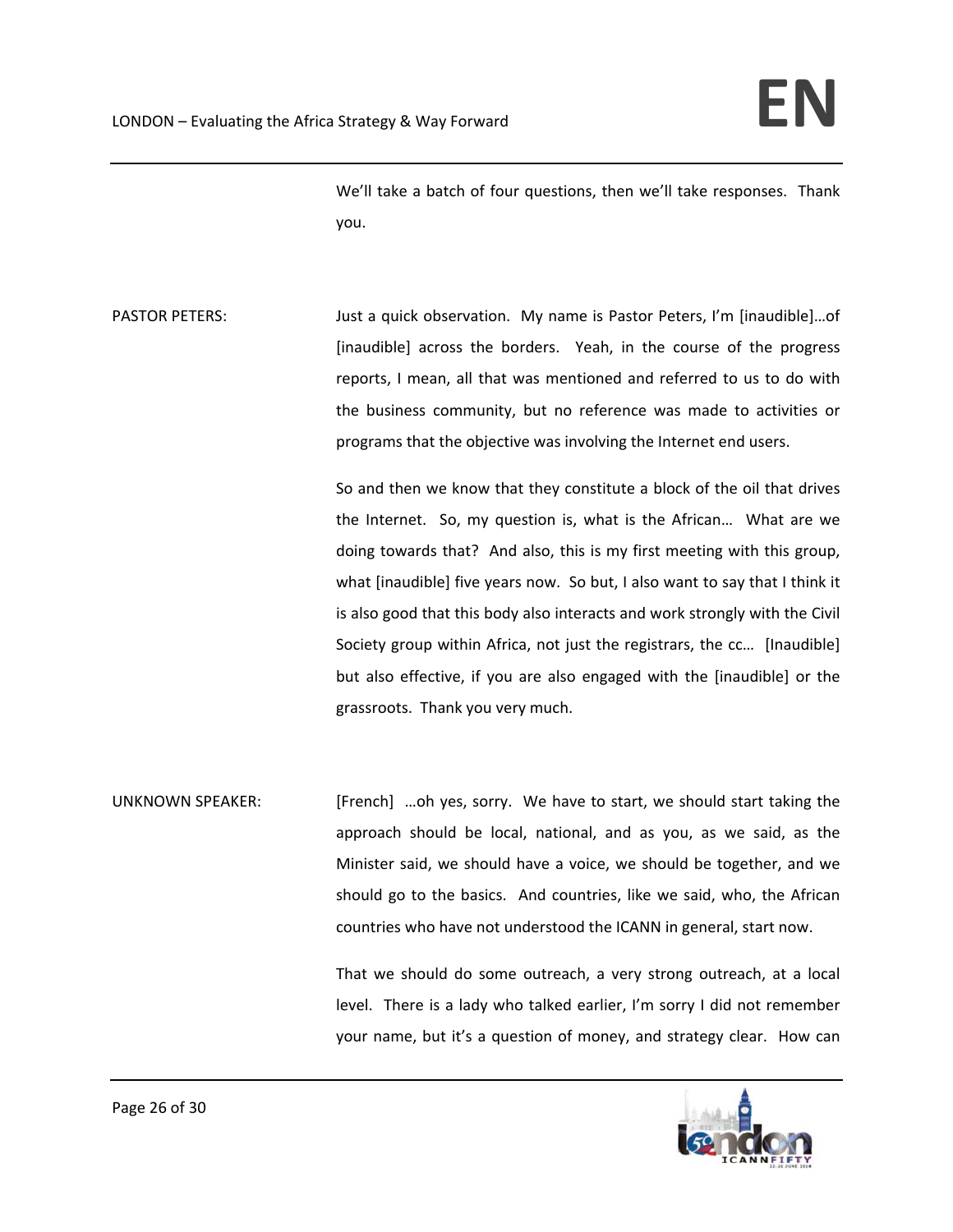We'll take a batch of four questions, then we'll take responses. Thank you.

PASTOR PETERS: Just a quick observation. My name is Pastor Peters, I'm [inaudible]…of [inaudible] across the borders. Yeah, in the course of the progress reports, I mean, all that was mentioned and referred to us to do with the business community, but no reference was made to activities or programs that the objective was involving the Internet end users.

So and then we know that they constitute a block of the oil that drives the Internet. So, my question is, what is the African… What are we doing towards that? And also, this is my first meeting with this group, what [inaudible] five years now. So but, I also want to say that I think it is also good that this body also interacts and work strongly with the Civil Society group within Africa, not just the registrars, the cc… [Inaudible] but also effective, if you are also engaged with the [inaudible] or the grassroots. Thank you very much.

UNKNOWN SPEAKER: [French] …oh yes, sorry. We have to start, we should start taking the approach should be local, national, and as you, as we said, as the Minister said, we should have a voice, we should be together, and we should go to the basics. And countries, like we said, who, the African countries who have not understood the ICANN in general, start now.

That we should do some outreach, a very strong outreach, at a local level. There is a lady who talked earlier, I'm sorry I did not remember your name, but it's a question of money, and strategy clear. How can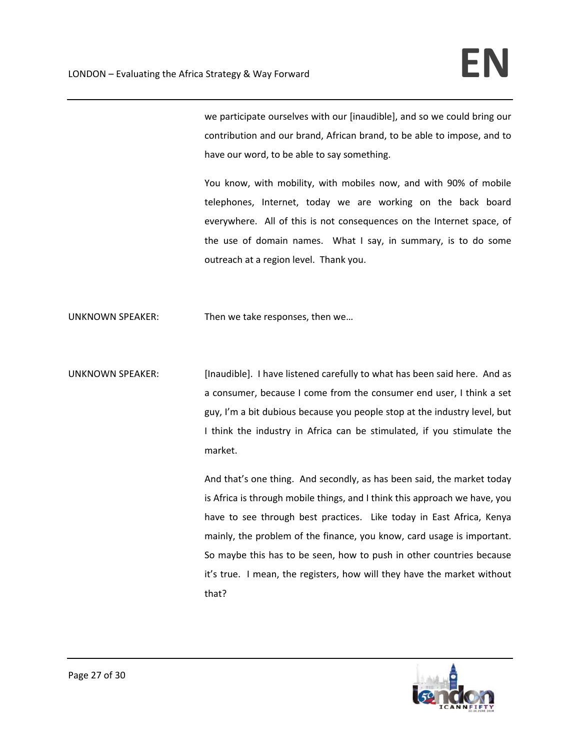we participate ourselves with our [inaudible], and so we could bring our contribution and our brand, African brand, to be able to impose, and to have our word, to be able to say something.

You know, with mobility, with mobiles now, and with 90% of mobile telephones, Internet, today we are working on the back board everywhere. All of this is not consequences on the Internet space, of the use of domain names. What I say, in summary, is to do some outreach at a region level. Thank you.

UNKNOWN SPEAKER: Then we take responses, then we…

UNKNOWN SPEAKER: [Inaudible]. I have listened carefully to what has been said here. And as a consumer, because I come from the consumer end user, I think a set guy, I'm a bit dubious because you people stop at the industry level, but I think the industry in Africa can be stimulated, if you stimulate the market.

And that's one thing. And secondly, as has been said, the market today is Africa is through mobile things, and I think this approach we have, you have to see through best practices. Like today in East Africa, Kenya mainly, the problem of the finance, you know, card usage is important. So maybe this has to be seen, how to push in other countries because it's true. I mean, the registers, how will they have the market without that?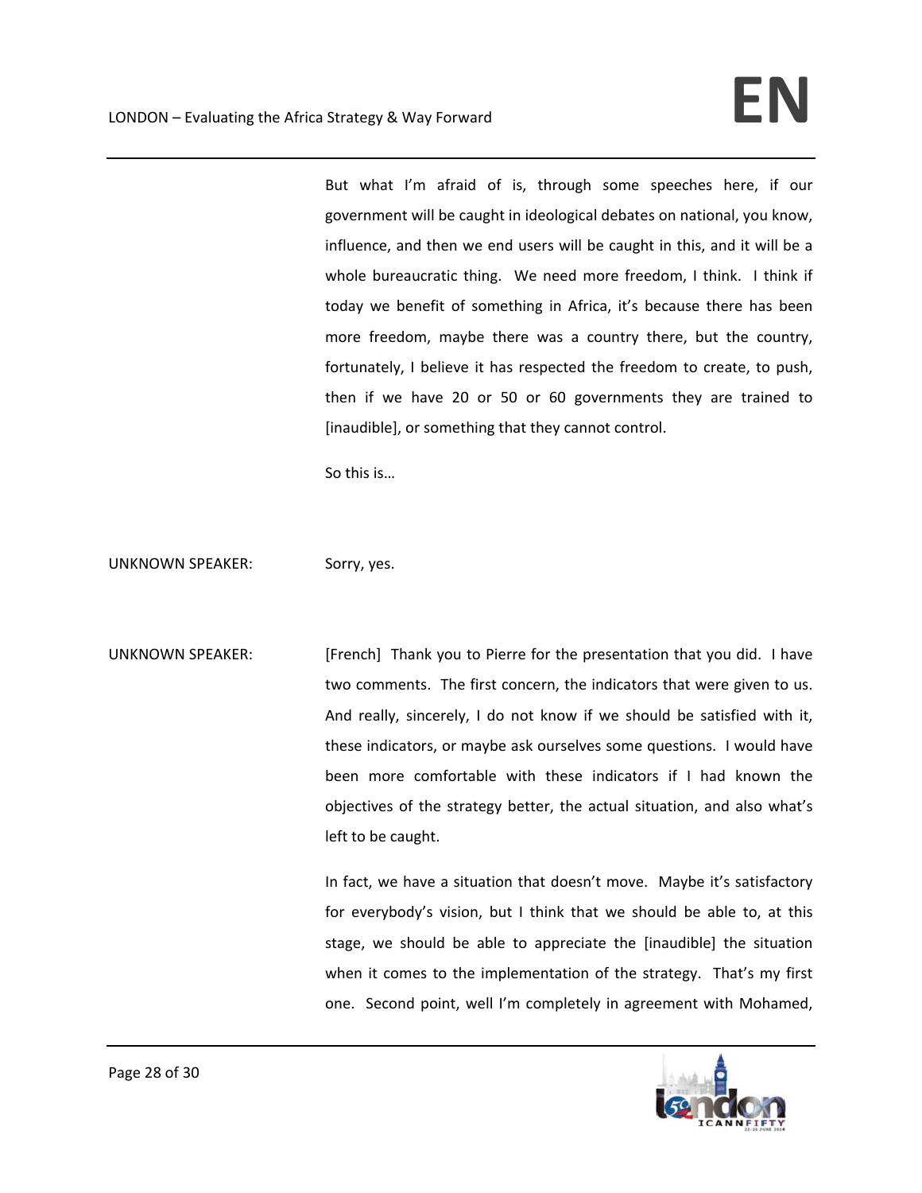But what I'm afraid of is, through some speeches here, if our government will be caught in ideological debates on national, you know, influence, and then we end users will be caught in this, and it will be a whole bureaucratic thing. We need more freedom, I think. I think if today we benefit of something in Africa, it's because there has been more freedom, maybe there was a country there, but the country, fortunately, I believe it has respected the freedom to create, to push, then if we have 20 or 50 or 60 governments they are trained to [inaudible], or something that they cannot control.

So this is…

UNKNOWN SPEAKER: Sorry, yes.

UNKNOWN SPEAKER: [French] Thank you to Pierre for the presentation that you did. I have two comments. The first concern, the indicators that were given to us. And really, sincerely, I do not know if we should be satisfied with it, these indicators, or maybe ask ourselves some questions. I would have been more comfortable with these indicators if I had known the objectives of the strategy better, the actual situation, and also what's left to be caught.

In fact, we have a situation that doesn't move. Maybe it's satisfactory for everybody's vision, but I think that we should be able to, at this stage, we should be able to appreciate the [inaudible] the situation when it comes to the implementation of the strategy. That's my first one. Second point, well I'm completely in agreement with Mohamed,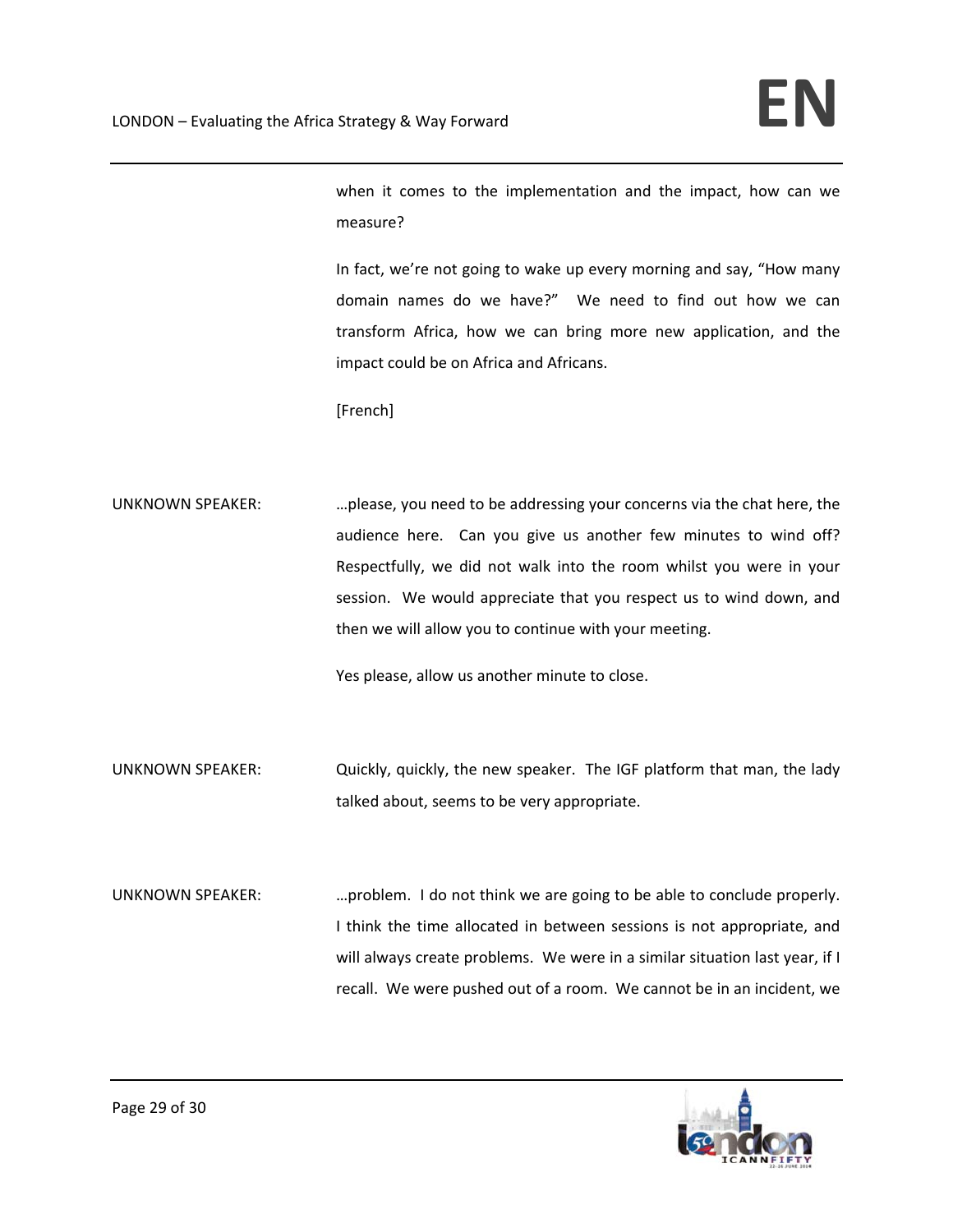when it comes to the implementation and the impact, how can we measure?

In fact, we're not going to wake up every morning and say, "How many domain names do we have?" We need to find out how we can transform Africa, how we can bring more new application, and the impact could be on Africa and Africans.

[French]

UNKNOWN SPEAKER: …please, you need to be addressing your concerns via the chat here, the audience here. Can you give us another few minutes to wind off? Respectfully, we did not walk into the room whilst you were in your session. We would appreciate that you respect us to wind down, and then we will allow you to continue with your meeting.

Yes please, allow us another minute to close.

UNKNOWN SPEAKER: Quickly, quickly, the new speaker. The IGF platform that man, the lady talked about, seems to be very appropriate.

UNKNOWN SPEAKER: …problem. I do not think we are going to be able to conclude properly. I think the time allocated in between sessions is not appropriate, and will always create problems. We were in a similar situation last year, if I recall. We were pushed out of a room. We cannot be in an incident, we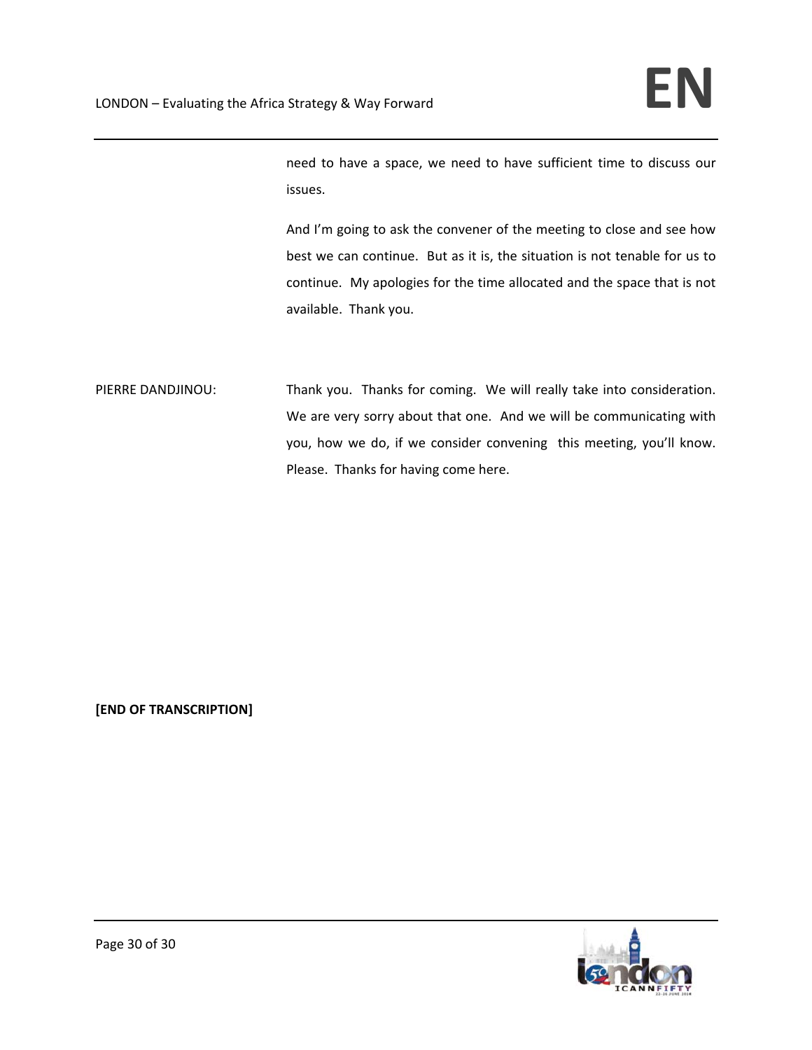need to have a space, we need to have sufficient time to discuss our issues.

And I'm going to ask the convener of the meeting to close and see how best we can continue. But as it is, the situation is not tenable for us to continue. My apologies for the time allocated and the space that is not available. Thank you.

PIERRE DANDJINOU: Thank you. Thanks for coming. We will really take into consideration. We are very sorry about that one. And we will be communicating with you, how we do, if we consider convening this meeting, you'll know. Please. Thanks for having come here.

**[END OF TRANSCRIPTION]**